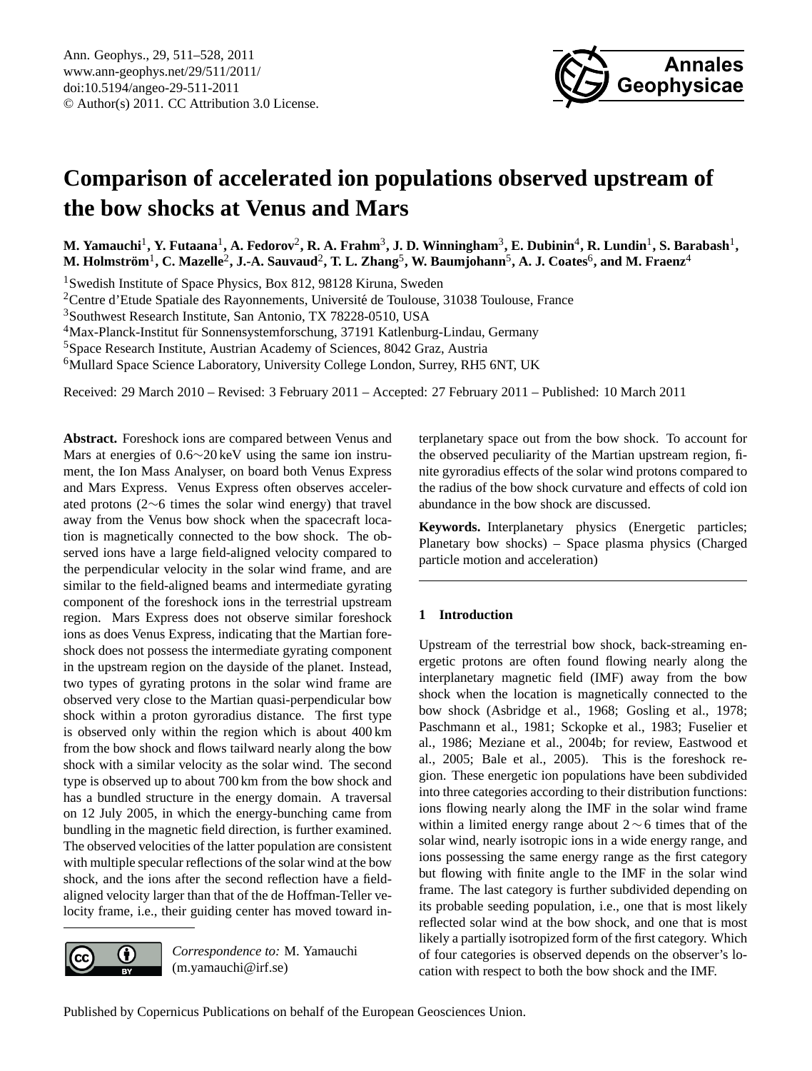# Comparison of accelerated ion populations observed upstream of the bow shocks at Venus and Mars

**M. Yamauchi[1], Y. Futaana[1], A. Fedorov[2], R. A. Frahm[3], J. D. Winningham[3], E. Dubinin[4], R. Lundin[1], S. Barabash[1], M. Holmström[1], C. Mazelle[2], J.-A. Sauvaud[2], T. L. Zhang[5], W. Baumjohann[5], A. J. Coates[6], and M. Fraenz[4]**

[1]Swedish Institute of Space Physics, Box 812, 98128 Kiruna, Sweden
[2]Centre d'Etude Spatiale des Rayonnements, Université de Toulouse, 31038 Toulouse, France
[3]Southwest Research Institute, San Antonio, TX 78228-0510, USA
[4]Max-Planck-Institut für Sonnensystemforschung, 37191 Katlenburg-Lindau, Germany
[5]Space Research Institute, Austrian Academy of Sciences, 8042 Graz, Austria
[6]Mullard Space Science Laboratory, University College London, Surrey, RH5 6NT, UK

Received: 29 March 2010 – Revised: 3 February 2011 – Accepted: 27 February 2011 – Published: 10 March 2011

**Abstract.** Foreshock ions are compared between Venus and Mars at energies of 0.6∼20 keV using the same ion instrument, the Ion Mass Analyser, on board both Venus Express and Mars Express. Venus Express often observes accelerated protons (2∼6 times the solar wind energy) that travel away from the Venus bow shock when the spacecraft location is magnetically connected to the bow shock. The observed ions have a large field-aligned velocity compared to the perpendicular velocity in the solar wind frame, and are similar to the field-aligned beams and intermediate gyrating component of the foreshock ions in the terrestrial upstream region. Mars Express does not observe similar foreshock ions as does Venus Express, indicating that the Martian foreshock does not possess the intermediate gyrating component in the upstream region on the dayside of the planet. Instead, two types of gyrating protons in the solar wind frame are observed very close to the Martian quasi-perpendicular bow shock within a proton gyroradius distance. The first type is observed only within the region which is about 400 km from the bow shock and flows tailward nearly along the bow shock with a similar velocity as the solar wind. The second type is observed up to about 700 km from the bow shock and has a bundled structure in the energy domain. A traversal on 12 July 2005, in which the energy-bunching came from bundling in the magnetic field direction, is further examined. The observed velocities of the latter population are consistent with multiple specular reflections of the solar wind at the bow shock, and the ions after the second reflection have a field-aligned velocity larger than that of the de Hoffman-Teller velocity frame, i.e., their guiding center has moved toward interplanetary space out from the bow shock. To account for the observed peculiarity of the Martian upstream region, finite gyroradius effects of the solar wind protons compared to the radius of the bow shock curvature and effects of cold ion abundance in the bow shock are discussed.

**Keywords.** Interplanetary physics (Energetic particles; Planetary bow shocks) – Space plasma physics (Charged particle motion and acceleration)

*Correspondence to:* M. Yamauchi (m.yamauchi@irf.se)

## 1 Introduction

Upstream of the terrestrial bow shock, back-streaming energetic protons are often found flowing nearly along the interplanetary magnetic field (IMF) away from the bow shock when the location is magnetically connected to the bow shock (Asbridge et al., 1968; Gosling et al., 1978; Paschmann et al., 1981; Sckopke et al., 1983; Fuselier et al., 1986; Meziane et al., 2004b; for review, Eastwood et al., 2005; Bale et al., 2005). This is the foreshock region. These energetic ion populations have been subdivided into three categories according to their distribution functions: ions flowing nearly along the IMF in the solar wind frame within a limited energy range about 2∼6 times that of the solar wind, nearly isotropic ions in a wide energy range, and ions possessing the same energy range as the first category but flowing with finite angle to the IMF in the solar wind frame. The last category is further subdivided depending on its probable seeding population, i.e., one that is most likely reflected solar wind at the bow shock, and one that is most likely a partially isotropized form of the first category. Which of four categories is observed depends on the observer's location with respect to both the bow shock and the IMF.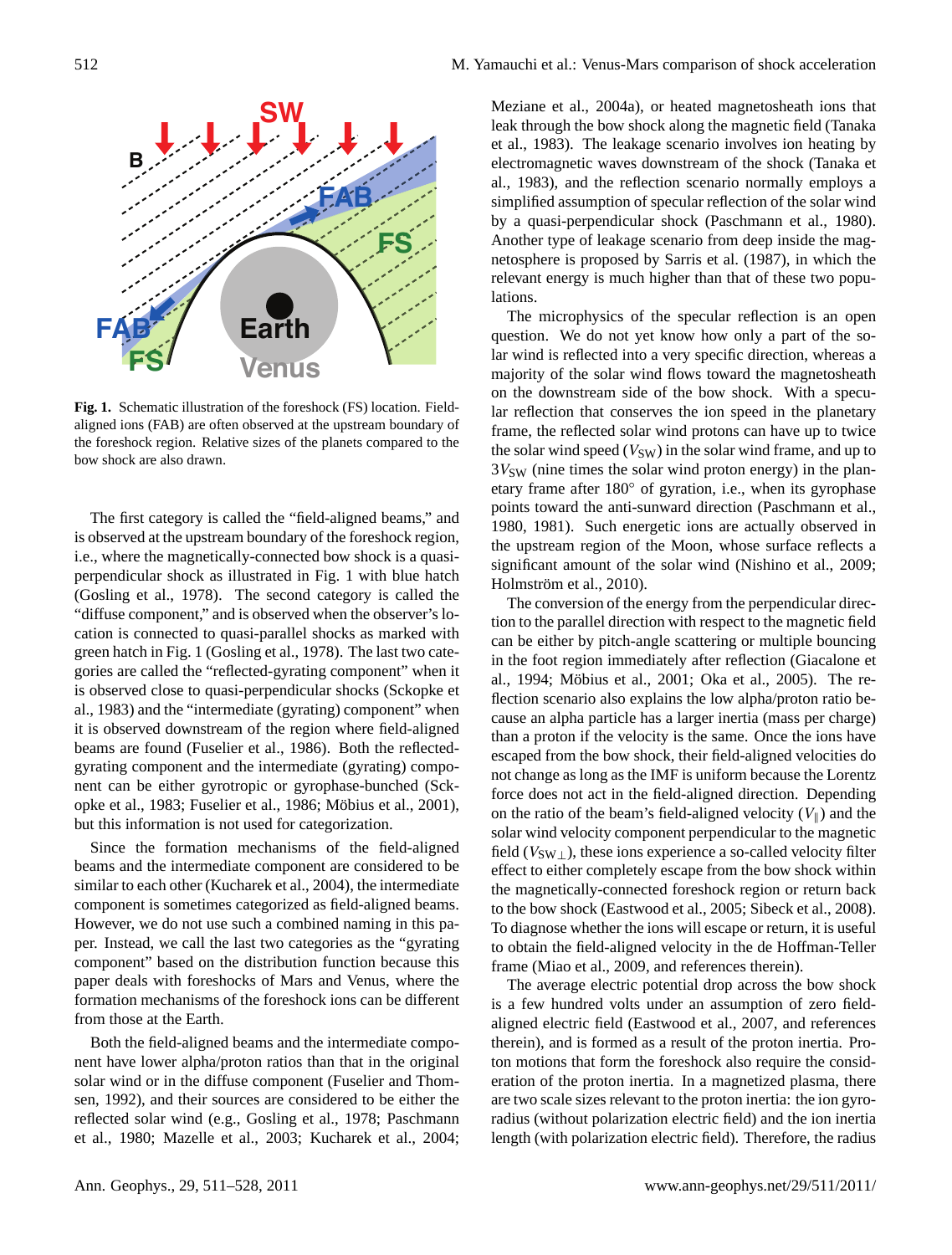Fig. 1. Schematic illustration of the foreshock (FS) location. Field-aligned ions (FAB) are often observed at the upstream boundary of the foreshock region. Relative sizes of the planets compared to the bow shock are also drawn.

The first category is called the "field-aligned beams," and is observed at the upstream boundary of the foreshock region, i.e., where the magnetically-connected bow shock is a quasi-perpendicular shock as illustrated in Fig. 1 with blue hatch (Gosling et al., 1978). The second category is called the "diffuse component," and is observed when the observer's location is connected to quasi-parallel shocks as marked with green hatch in Fig. 1 (Gosling et al., 1978). The last two categories are called the "reflected-gyrating component" when it is observed close to quasi-perpendicular shocks (Sckopke et al., 1983) and the "intermediate (gyrating) component" when it is observed downstream of the region where field-aligned beams are found (Fuselier et al., 1986). Both the reflected-gyrating component and the intermediate (gyrating) component can be either gyrotropic or gyrophase-bunched (Sckopke et al., 1983; Fuselier et al., 1986; Möbius et al., 2001), but this information is not used for categorization.

Since the formation mechanisms of the field-aligned beams and the intermediate component are considered to be similar to each other (Kucharek et al., 2004), the intermediate component is sometimes categorized as field-aligned beams. However, we do not use such a combined naming in this paper. Instead, we call the last two categories as the "gyrating component" based on the distribution function because this paper deals with foreshocks of Mars and Venus, where the formation mechanisms of the foreshock ions can be different from those at the Earth.

Both the field-aligned beams and the intermediate component have lower alpha/proton ratios than that in the original solar wind or in the diffuse component (Fuselier and Thomsen, 1992), and their sources are considered to be either the reflected solar wind (e.g., Gosling et al., 1978; Paschmann et al., 1980; Mazelle et al., 2003; Kucharek et al., 2004; Meziane et al., 2004a), or heated magnetosheath ions that leak through the bow shock along the magnetic field (Tanaka et al., 1983). The leakage scenario involves ion heating by electromagnetic waves downstream of the shock (Tanaka et al., 1983), and the reflection scenario normally employs a simplified assumption of specular reflection of the solar wind by a quasi-perpendicular shock (Paschmann et al., 1980). Another type of leakage scenario from deep inside the magnetosphere is proposed by Sarris et al. (1987), in which the relevant energy is much higher than that of these two populations.

The microphysics of the specular reflection is an open question. We do not yet know how only a part of the solar wind is reflected into a very specific direction, whereas a majority of the solar wind flows toward the magnetosheath on the downstream side of the bow shock. With a specular reflection that conserves the ion speed in the planetary frame, the reflected solar wind protons can have up to twice the solar wind speed ($V_{SW}$) in the solar wind frame, and up to $3V_{SW}$ (nine times the solar wind proton energy) in the planetary frame after 180° of gyration, i.e., when its gyrophase points toward the anti-sunward direction (Paschmann et al., 1980, 1981). Such energetic ions are actually observed in the upstream region of the Moon, whose surface reflects a significant amount of the solar wind (Nishino et al., 2009; Holmström et al., 2010).

The conversion of the energy from the perpendicular direction to the parallel direction with respect to the magnetic field can be either by pitch-angle scattering or multiple bouncing in the foot region immediately after reflection (Giacolone et al., 1994; Möbius et al., 2001; Oka et al., 2005). The reflection scenario also explains the low alpha/proton ratio because an alpha particle has a larger inertia (mass per charge) than a proton if the velocity is the same. Once the ions have escaped from the bow shock, their field-aligned velocities do not change as long as the IMF is uniform because the Lorentz force does not act in the field-aligned direction. Depending on the ratio of the beam's field-aligned velocity ($V_{\parallel}$) and the solar wind velocity component perpendicular to the magnetic field ($V_{SW\perp}$), these ions experience a so-called velocity filter effect to either completely escape from the bow shock within the magnetically-connected foreshock region or return back to the bow shock (Eastwood et al., 2005; Sibeck et al., 2008). To diagnose whether the ions will escape or return, it is useful to obtain the field-aligned velocity in the de Hoffman-Teller frame (Miao et al., 2009, and references therein).

The average electric potential drop across the bow shock is a few hundred volts under an assumption of zero field-aligned electric field (Eastwood et al., 2007, and references therein), and is formed as a result of the proton inertia. Proton motions that form the foreshock also require the consideration of the proton inertia. In a magnetized plasma, there are two scale sizes relevant to the proton inertia: the ion gyroradius (without polarization electric field) and the ion inertia length (with polarization electric field). Therefore, the radius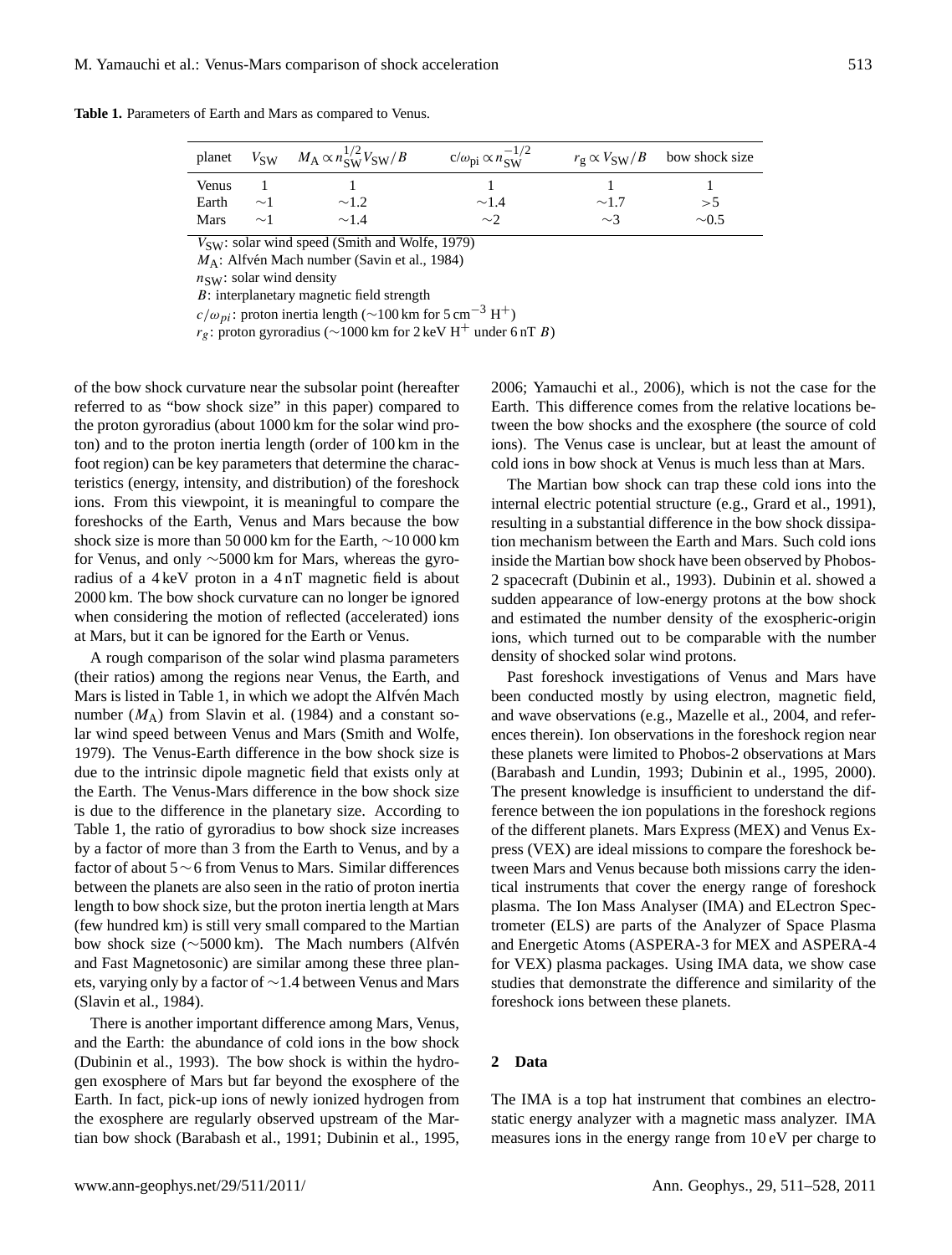**Table 1.** Parameters of Earth and Mars as compared to Venus.

| planet | $V_{SW}$ | $M_A \propto n_{SW}^{1/2} V_{SW}/B$ | $c/\omega_{pi} \propto n_{SW}^{-1/2}$ | $r_g \propto V_{SW}/B$ | bow shock size |
|---|---|---|---|---|---|
| Venus | 1 | 1 | 1 | 1 | 1 |
| Earth | ∼1 | ∼1.2 | ∼1.4 | ∼1.7 | >5 |
| Mars | ∼1 | ∼1.4 | ∼2 | ∼3 | ∼0.5 |

$V_{SW}$: solar wind speed (Smith and Wolfe, 1979)
$M_A$: Alfvén Mach number (Savin et al., 1984)
$n_{SW}$: solar wind density
$B$: interplanetary magnetic field strength
$c/\omega_{pi}$: proton inertia length (∼100 km for 5 cm$^{-3}$ $H^+$)
$r_g$: proton gyroradius (∼1000 km for 2 keV $H^+$ under 6 nT $B$)

of the bow shock curvature near the subsolar point (hereafter referred to as "bow shock size" in this paper) compared to the proton gyroradius (about 1000 km for the solar wind proton) and to the proton inertia length (order of 100 km in the foot region) can be key parameters that determine the characteristics (energy, intensity, and distribution) of the foreshock ions. From this viewpoint, it is meaningful to compare the foreshocks of the Earth, Venus and Mars because the bow shock size is more than 50 000 km for the Earth, ∼10 000 km for Venus, and only ∼5000 km for Mars, whereas the gyroradius of a 4 keV proton in a 4 nT magnetic field is about 2000 km. The bow shock curvature can no longer be ignored when considering the motion of reflected (accelerated) ions at Mars, but it can be ignored for the Earth or Venus.

A rough comparison of the solar wind plasma parameters (their ratios) among the regions near Venus, the Earth, and Mars is listed in Table 1, in which we adopt the Alfvén Mach number ($M_A$) from Slavin et al. (1984) and a constant solar wind speed between Venus and Mars (Smith and Wolfe, 1979). The Venus-Earth difference in the bow shock size is due to the intrinsic dipole magnetic field that exists only at the Earth. The Venus-Mars difference in the bow shock size is due to the difference in the planetary size. According to Table 1, the ratio of gyroradius to bow shock size increases by a factor of more than 3 from the Earth to Venus, and by a factor of about 5∼6 from Venus to Mars. Similar differences between the planets are also seen in the ratio of proton inertia length to bow shock size, but the proton inertia length at Mars (few hundred km) is still very small compared to the Martian bow shock size (∼5000 km). The Mach numbers (Alfvén and Fast Magnetosonic) are similar among these three planets, varying only by a factor of ∼1.4 between Venus and Mars (Slavin et al., 1984).

There is another important difference among Mars, Venus, and the Earth: the abundance of cold ions in the bow shock (Dubinin et al., 1993). The bow shock is within the hydrogen exosphere of Mars but far beyond the exosphere of the Earth. In fact, pick-up ions of newly ionized hydrogen from the exosphere are regularly observed upstream of the Martian bow shock (Barabash et al., 1991; Dubinin et al., 1995, 2006; Yamauchi et al., 2006), which is not the case for the Earth. This difference comes from the relative locations between the bow shocks and the exosphere (the source of cold ions). The Venus case is unclear, but at least the amount of cold ions in bow shock at Venus is much less than at Mars.

The Martian bow shock can trap these cold ions into the internal electric potential structure (e.g., Grard et al., 1991), resulting in a substantial difference in the bow shock dissipation mechanism between the Earth and Mars. Such cold ions inside the Martian bow shock have been observed by Phobos-2 spacecraft (Dubinin et al., 1993). Dubinin et al. showed a sudden appearance of low-energy protons at the bow shock and estimated the number density of the exospheric-origin ions, which turned out to be comparable with the number density of shocked solar wind protons.

Past foreshock investigations of Venus and Mars have been conducted mostly by using electron, magnetic field, and wave observations (e.g., Mazelle et al., 2004, and references therein). Ion observations in the foreshock region near these planets were limited to Phobos-2 observations at Mars (Barabash and Lundin, 1993; Dubinin et al., 1995, 2000). The present knowledge is insufficient to understand the difference between the ion populations in the foreshock regions of the different planets. Mars Express (MEX) and Venus Express (VEX) are ideal missions to compare the foreshock between Mars and Venus because both missions carry the identical instruments that cover the energy range of foreshock plasma. The Ion Mass Analyser (IMA) and ELectron Spectrometer (ELS) are parts of the Analyzer of Space Plasma and Energetic Atoms (ASPERA-3 for MEX and ASPERA-4 for VEX) plasma packages. Using IMA data, we show case studies that demonstrate the difference and similarity of the foreshock ions between these planets.

## 2 Data

The IMA is a top hat instrument that combines an electrostatic energy analyzer with a magnetic mass analyzer. IMA measures ions in the energy range from 10 eV per charge to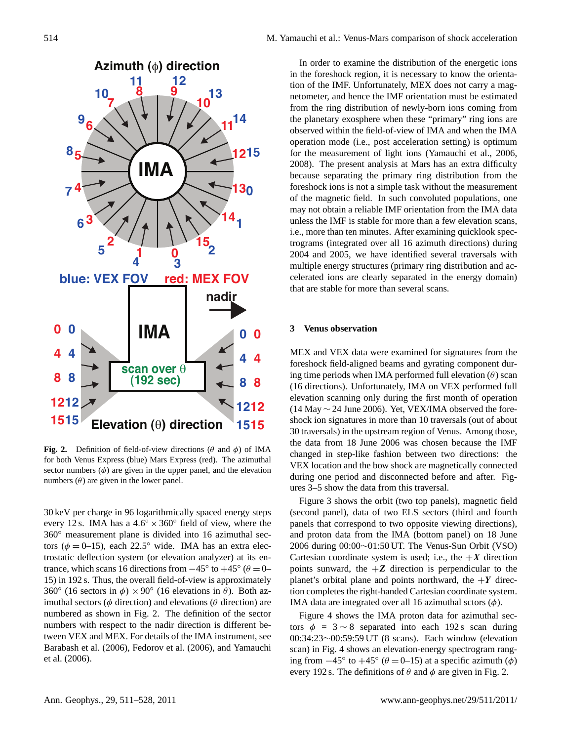Fig. 2. Definition of field-of-view directions ($\theta$ and $\phi$) of IMA for both Venus Express (blue) Mars Express (red). The azimuthal sector numbers ($\phi$) are given in the upper panel, and the elevation numbers ($\theta$) are given in the lower panel.

30 keV per charge in 96 logarithmically spaced energy steps every 12 s. IMA has a $4.6^\circ \times 360^\circ$ field of view, where the $360^\circ$ measurement plane is divided into 16 azimuthal sectors ($\phi = 0$–15), each $22.5^\circ$ wide. IMA has an extra electrostatic deflection system (or elevation analyzer) at its entrance, which scans 16 directions from $-45^\circ$ to $+45^\circ$ ($\theta = 0$–15) in 192 s. Thus, the overall field-of-view is approximately $360^\circ$ (16 sectors in $\phi$) $\times$ $90^\circ$ (16 elevations in $\theta$). Both azimuthal sectors ($\phi$ direction) and elevations ($\theta$ direction) are numbered as shown in Fig. 2. The definition of the sector numbers with respect to the nadir direction is different between VEX and MEX. For details of the IMA instrument, see Barabash et al. (2006), Fedorov et al. (2006), and Yamauchi et al. (2006).

In order to examine the distribution of the energetic ions in the foreshock region, it is necessary to know the orientation of the IMF. Unfortunately, MEX does not carry a magnetometer, and hence the IMF orientation must be estimated from the ring distribution of newly-born ions coming from the planetary exosphere when these "primary" ring ions are observed within the field-of-view of IMA and when the IMA operation mode (i.e., post acceleration setting) is optimum for the measurement of light ions (Yamauchi et al., 2006, 2008). The present analysis at Mars has an extra difficulty because separating the primary ring distribution from the foreshock ions is not a simple task without the measurement of the magnetic field. In such convoluted populations, one may not obtain a reliable IMF orientation from the IMA data unless the IMF is stable for more than a few elevation scans, i.e., more than ten minutes. After examining quicklook spectrograms (integrated over all 16 azimuth directions) during 2004 and 2005, we have identified several traversals with multiple energy structures (primary ring distribution and accelerated ions are clearly separated in the energy domain) that are stable for more than several scans.

## 3 Venus observation

MEX and VEX data were examined for signatures from the foreshock field-aligned beams and gyrating component during time periods when IMA performed full elevation ($\theta$) scan (16 directions). Unfortunately, IMA on VEX performed full elevation scanning only during the first month of operation (14 May $\sim$ 24 June 2006). Yet, VEX/IMA observed the foreshock ion signatures in more than 10 traversals (out of about 30 traversals) in the upstream region of Venus. Among those, the data from 18 June 2006 was chosen because the IMF changed in step-like fashion between two directions: the VEX location and the bow shock are magnetically connected during one period and disconnected before and after. Figures 3–5 show the data from this traversal.

Figure 3 shows the orbit (two top panels), magnetic field (second panel), data of two ELS sectors (third and fourth panels that correspond to two opposite viewing directions), and proton data from the IMA (bottom panel) on 18 June 2006 during 00:00$\sim$01:50 UT. The Venus-Sun Orbit (VSO) Cartesian coordinate system is used; i.e., the $+X$ direction points sunward, the $+Z$ direction is perpendicular to the planet's orbital plane and points northward, the $+Y$ direction completes the right-handed Cartesian coordinate system. IMA data are integrated over all 16 azimuthal sctors ($\phi$).

Figure 4 shows the IMA proton data for azimuthal sectors $\phi = 3 \sim 8$ separated into each 192 s scan during 00:34:23$\sim$00:59:59 UT (8 scans). Each window (elevation scan) in Fig. 4 shows an elevation-energy spectrogram ranging from $-45^\circ$ to $+45^\circ$ ($\theta = 0$–15) at a specific azimuth ($\phi$) every 192 s. The definitions of $\theta$ and $\phi$ are given in Fig. 2.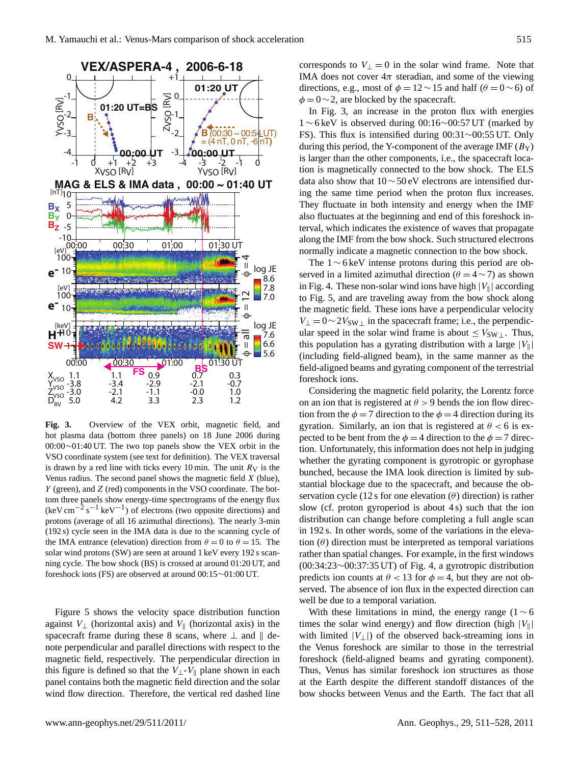**Fig. 3.** Overview of the VEX orbit, magnetic field, and hot plasma data (bottom three panels) on 18 June 2006 during 00:00∼01:40 UT. The two top panels show the VEX orbit in the VSO coordinate system (see text for definition). The VEX traversal is drawn by a red line with ticks every 10 min. The unit $R_V$ is the Venus radius. The second panel shows the magnetic field $X$ (blue), $Y$ (green), and $Z$ (red) components in the VSO coordinate. The bottom three panels show energy-time spectrograms of the energy flux ($\mathrm{keV\,cm^{-2}\,s^{-1}\,keV^{-1}}$) of electrons (two opposite directions) and protons (average of all 16 azimuthal directions). The nearly 3-min (192 s) cycle seen in the IMA data is due to the scanning cycle of the IMA entrance (elevation) direction from $\theta = 0$ to $\theta = 15$. The solar wind protons (SW) are seen at around 1 keV every 192 s scanning cycle. The bow shock (BS) is crossed at around 01:20 UT, and foreshock ions (FS) are observed at around 00:15∼01:00 UT.

Figure 5 shows the velocity space distribution function against $V_\perp$ (horizontal axis) and $V_\parallel$ (horizontal axis) in the spacecraft frame during these 8 scans, where $\perp$ and $\parallel$ denote perpendicular and parallel directions with respect to the magnetic field, respectively. The perpendicular direction in this figure is defined so that the $V_\perp$-$V_\parallel$ plane shown in each panel contains both the magnetic field direction and the solar wind flow direction. Therefore, the vertical red dashed line corresponds to $V_\perp = 0$ in the solar wind frame. Note that IMA does not cover $4\pi$ steradian, and some of the viewing directions, e.g., most of $\phi = 12\sim15$ and half ($\theta = 0\sim6$) of $\phi = 0\sim2$, are blocked by the spacecraft.

In Fig. 3, an increase in the proton flux with energies 1∼6 keV is observed during 00:16∼00:57 UT (marked by FS). This flux is intensified during 00:31∼00:55 UT. Only during this period, the Y-component of the average IMF ($B_Y$) is larger than the other components, i.e., the spacecraft location is magnetically connected to the bow shock. The ELS data also show that 10∼50 eV electrons are intensified during the same time period when the proton flux increases. They fluctuate in both intensity and energy when the IMF also fluctuates at the beginning and end of this foreshock interval, which indicates the existence of waves that propagate along the IMF from the bow shock. Such structured electrons normally indicate a magnetic connection to the bow shock.

The 1∼6 keV intense protons during this period are observed in a limited azimuthal direction ($\theta = 4\sim7$) as shown in Fig. 4. These non-solar wind ions have high $|V_\parallel|$ according to Fig. 5, and are traveling away from the bow shock along the magnetic field. These ions have a perpendicular velocity $V_\perp = 0\sim2V_{SW\perp}$ in the spacecraft frame; i.e., the perpendicular speed in the solar wind frame is about $\leq V_{SW\perp}$. Thus, this population has a gyrating distribution with a large $|V_\parallel|$ (including field-aligned beam), in the same manner as the field-aligned beams and gyrating component of the terrestrial foreshock ions.

Considering the magnetic field polarity, the Lorentz force on an ion that is registered at $\theta > 9$ bends the ion flow direction from the $\phi = 7$ direction to the $\phi = 4$ direction during its gyration. Similarly, an ion that is registered at $\theta < 6$ is expected to be bent from the $\phi = 4$ direction to the $\phi = 7$ direction. Unfortunately, this information does not help in judging whether the gyrating component is gyrotropic or gyrophase bunched, because the IMA look direction is limited by substantial blockage due to the spacecraft, and because the observation cycle (12 s for one elevation ($\theta$) direction) is rather slow (cf. proton gyroperiod is about 4 s) such that the ion distribution can change before completing a full angle scan in 192 s. In other words, some of the variations in the elevation ($\theta$) direction must be interpreted as temporal variations rather than spatial changes. For example, in the first windows (00:34:23∼00:37:35 UT) of Fig. 4, a gyrotropic distribution predicts ion counts at $\theta < 13$ for $\phi = 4$, but they are not observed. The absence of ion flux in the expected direction can well be due to a temporal variation.

With these limitations in mind, the energy range (1∼6 times the solar wind energy) and flow direction (high $|V_\parallel|$ with limited $|V_\perp|$) of the observed back-streaming ions in the Venus foreshock are similar to those in the terrestrial foreshock (field-aligned beams and gyrating component). Thus, Venus has similar foreshock ion structures as those at the Earth despite the different standoff distances of the bow shocks between Venus and the Earth. The fact that all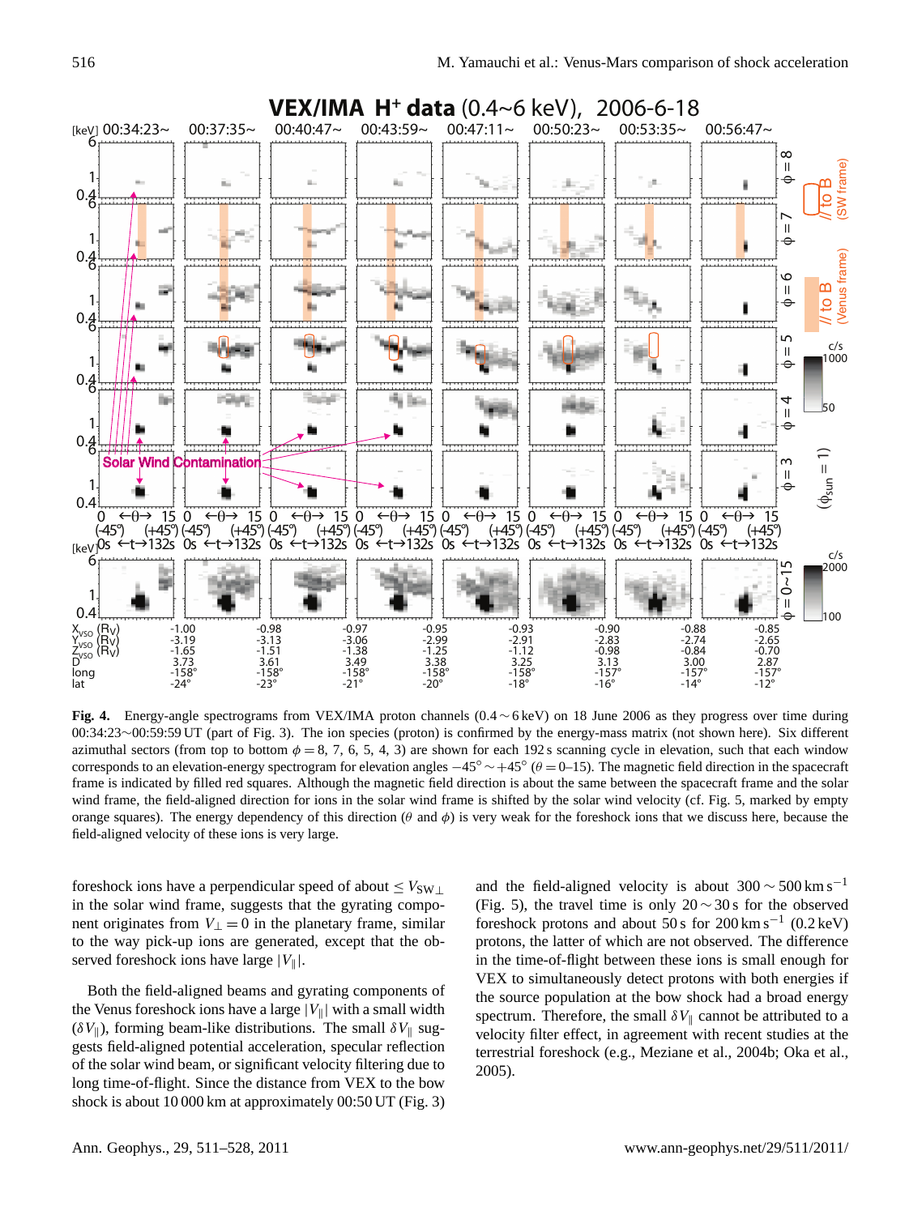**Fig. 4.** Energy-angle spectrograms from VEX/IMA proton channels (0.4 ∼ 6 keV) on 18 June 2006 as they progress over time during 00:34:23∼00:59:59 UT (part of Fig. 3). The ion species (proton) is confirmed by the energy-mass matrix (not shown here). Six different azimuthal sectors (from top to bottom $\phi = 8$, 7, 6, 5, 4, 3) are shown for each 192 s scanning cycle in elevation, such that each window corresponds to an elevation-energy spectrogram for elevation angles $-45° \sim +45°$ ($\theta = 0$–15). The magnetic field direction in the spacecraft frame is indicated by filled red squares. Although the magnetic field direction is about the same between the spacecraft frame and the solar wind frame, the field-aligned direction for ions in the solar wind frame is shifted by the solar wind velocity (cf. Fig. 5, marked by empty orange squares). The energy dependency of this direction ($\theta$ and $\phi$) is very weak for the foreshock ions that we discuss here, because the field-aligned velocity of these ions is very large.

foreshock ions have a perpendicular speed of about $\leq V_{SW\perp}$ in the solar wind frame, suggests that the gyrating component originates from $V_\perp = 0$ in the planetary frame, similar to the way pick-up ions are generated, except that the observed foreshock ions have large $|V_\parallel|$.

Both the field-aligned beams and gyrating components of the Venus foreshock ions have a large $|V_\parallel|$ with a small width ($\delta V_\parallel$), forming beam-like distributions. The small $\delta V_\parallel$ suggests field-aligned potential acceleration, specular reflection of the solar wind beam, or significant velocity filtering due to long time-of-flight. Since the distance from VEX to the bow shock is about 10 000 km at approximately 00:50 UT (Fig. 3) and the field-aligned velocity is about 300 ∼ 500 km s$^{-1}$ (Fig. 5), the travel time is only 20 ∼ 30 s for the observed foreshock protons and about 50 s for 200 km s$^{-1}$ (0.2 keV) protons, the latter of which are not observed. The difference in the time-of-flight between these ions is small enough for VEX to simultaneously detect protons with both energies if the source population at the bow shock had a broad energy spectrum. Therefore, the small $\delta V_\parallel$ cannot be attributed to a velocity filter effect, in agreement with recent studies at the terrestrial foreshock (e.g., Meziane et al., 2004b; Oka et al., 2005).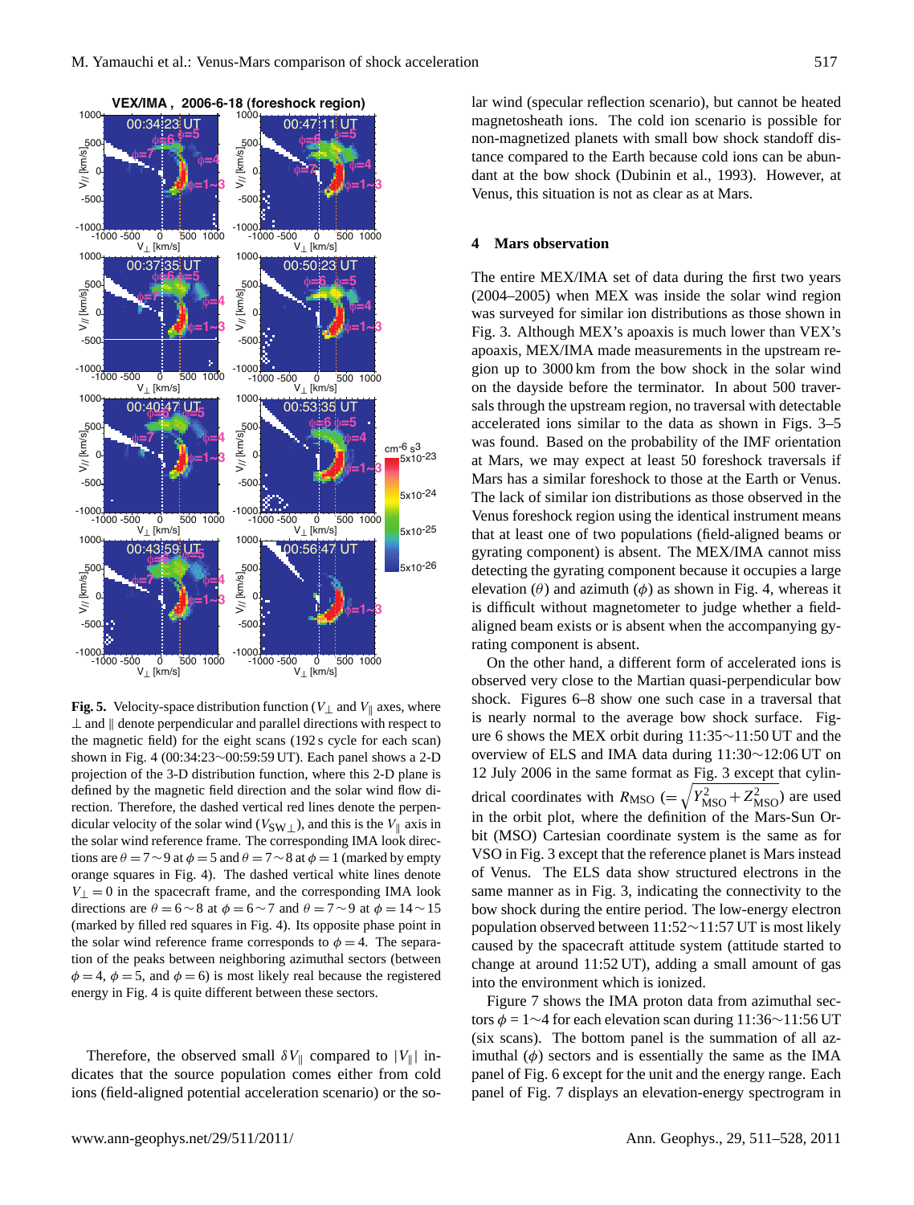**Fig. 5.** Velocity-space distribution function ($V_\perp$ and $V_\parallel$ axes, where $\perp$ and $\parallel$ denote perpendicular and parallel directions with respect to the magnetic field) for the eight scans (192 s cycle for each scan) shown in Fig. 4 (00:34:23∼00:59:59 UT). Each panel shows a 2-D projection of the 3-D distribution function, where this 2-D plane is defined by the magnetic field direction and the solar wind flow direction. Therefore, the dashed vertical red lines denote the perpendicular velocity of the solar wind ($V_{SW\perp}$), and this is the $V_\parallel$ axis in the solar wind reference frame. The corresponding IMA look directions are $\theta = 7\sim 9$ at $\phi = 5$ and $\theta = 7\sim 8$ at $\phi = 1$ (marked by empty orange squares in Fig. 4). The dashed vertical white lines denote $V_\perp = 0$ in the spacecraft frame, and the corresponding IMA look directions are $\theta = 6\sim 8$ at $\phi = 6\sim 7$ and $\theta = 7\sim 9$ at $\phi = 14\sim 15$ (marked by filled red squares in Fig. 4). Its opposite phase point in the solar wind reference frame corresponds to $\phi = 4$. The separation of the peaks between neighboring azimuthal sectors (between $\phi = 4$, $\phi = 5$, and $\phi = 6$) is most likely real because the registered energy in Fig. 4 is quite different between these sectors.

Therefore, the observed small $\delta V_\parallel$ compared to $|V_\parallel|$ indicates that the source population comes either from cold ions (field-aligned potential acceleration scenario) or the solar wind (specular reflection scenario), but cannot be heated magnetosheath ions. The cold ion scenario is possible for non-magnetized planets with small bow shock standoff distance compared to the Earth because cold ions can be abundant at the bow shock (Dubinin et al., 1993). However, at Venus, this situation is not as clear as at Mars.

## 4 Mars observation

The entire MEX/IMA set of data during the first two years (2004–2005) when MEX was inside the solar wind region was surveyed for similar ion distributions as those shown in Fig. 3. Although MEX's apoaxis is much lower than VEX's apoaxis, MEX/IMA made measurements in the upstream region up to 3000 km from the bow shock in the solar wind on the dayside before the terminator. In about 500 traversals through the upstream region, no traversal with detectable accelerated ions similar to the data as shown in Figs. 3–5 was found. Based on the probability of the IMF orientation at Mars, we may expect at least 50 foreshock traversals if Mars has a similar foreshock to those at the Earth or Venus. The lack of similar ion distributions as those observed in the Venus foreshock region using the identical instrument means that at least one of two populations (field-aligned beams or gyrating component) is absent. The MEX/IMA cannot miss detecting the gyrating component because it occupies a large elevation ($\theta$) and azimuth ($\phi$) as shown in Fig. 4, whereas it is difficult without magnetometer to judge whether a field-aligned beam exists or is absent when the accompanying gyrating component is absent.

On the other hand, a different form of accelerated ions is observed very close to the Martian quasi-perpendicular bow shock. Figures 6–8 show one such case in a traversal that is nearly normal to the average bow shock surface. Figure 6 shows the MEX orbit during 11:35∼11:50 UT and the overview of ELS and IMA data during 11:30∼12:06 UT on 12 July 2006 in the same format as Fig. 3 except that cylindrical coordinates with $R_{MSO}$ ($= \sqrt{Y_{MSO}^2 + Z_{MSO}^2}$) are used in the orbit plot, where the definition of the Mars-Sun Orbit (MSO) Cartesian coordinate system is the same as for VSO in Fig. 3 except that the reference planet is Mars instead of Venus. The ELS data show structured electrons in the same manner as in Fig. 3, indicating the connectivity to the bow shock during the entire period. The low-energy electron population observed between 11:52∼11:57 UT is most likely caused by the spacecraft attitude system (attitude started to change at around 11:52 UT), adding a small amount of gas into the environment which is ionized.

Figure 7 shows the IMA proton data from azimuthal sectors $\phi$ = 1∼4 for each elevation scan during 11:36∼11:56 UT (six scans). The bottom panel is the summation of all azimuthal ($\phi$) sectors and is essentially the same as the IMA panel of Fig. 6 except for the unit and the energy range. Each panel of Fig. 7 displays an elevation-energy spectrogram in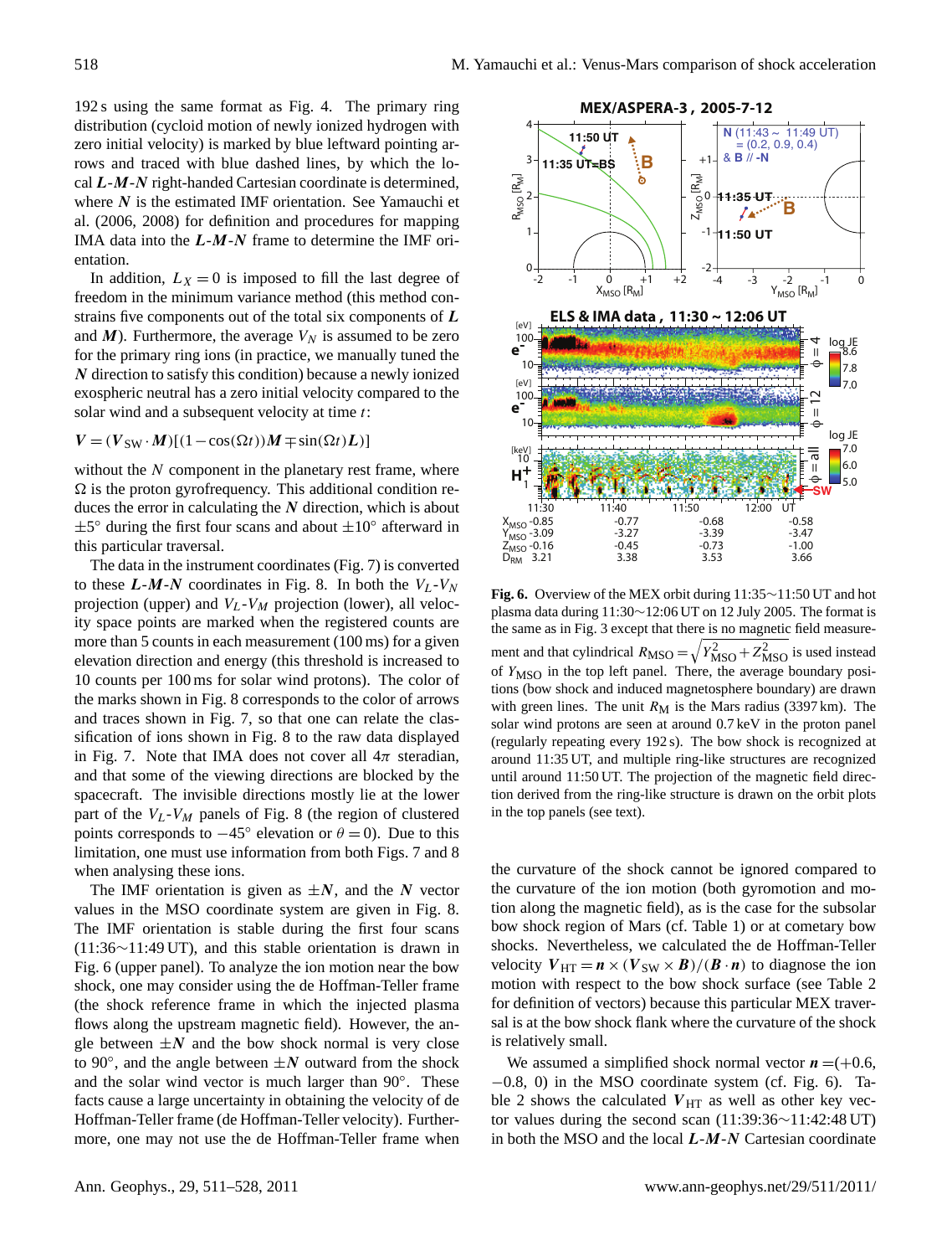192 s using the same format as Fig. 4. The primary ring distribution (cycloid motion of newly ionized hydrogen with zero initial velocity) is marked by blue leftward pointing arrows and traced with blue dashed lines, by which the local $\boldsymbol{L}$-$\boldsymbol{M}$-$\boldsymbol{N}$ right-handed Cartesian coordinate is determined, where $\boldsymbol{N}$ is the estimated IMF orientation. See Yamauchi et al. (2006, 2008) for definition and procedures for mapping IMA data into the $\boldsymbol{L}$-$\boldsymbol{M}$-$\boldsymbol{N}$ frame to determine the IMF orientation.

In addition, $L_X = 0$ is imposed to fill the last degree of freedom in the minimum variance method (this method constrains five components out of the total six components of $\boldsymbol{L}$ and $\boldsymbol{M}$). Furthermore, the average $V_N$ is assumed to be zero for the primary ring ions (in practice, we manually tuned the $\boldsymbol{N}$ direction to satisfy this condition) because a newly ionized exospheric neutral has a zero initial velocity compared to the solar wind and a subsequent velocity at time $t$:

$$\boldsymbol{V} = (\boldsymbol{V}_{\text{SW}} \cdot \boldsymbol{M})[(1 - \cos(\Omega t))\boldsymbol{M} \mp \sin(\Omega t)\boldsymbol{L})]$$

without the $N$ component in the planetary rest frame, where $\Omega$ is the proton gyrofrequency. This additional condition reduces the error in calculating the $\boldsymbol{N}$ direction, which is about $\pm 5°$ during the first four scans and about $\pm 10°$ afterward in this particular traversal.

The data in the instrument coordinates (Fig. 7) is converted to these $\boldsymbol{L}$-$\boldsymbol{M}$-$\boldsymbol{N}$ coordinates in Fig. 8. In both the $V_L$-$V_N$ projection (upper) and $V_L$-$V_M$ projection (lower), all velocity space points are marked when the registered counts are more than 5 counts in each measurement (100 ms) for a given elevation direction and energy (this threshold is increased to 10 counts per 100 ms for solar wind protons). The color of the marks shown in Fig. 8 corresponds to the color of arrows and traces shown in Fig. 7, so that one can relate the classification of ions shown in Fig. 8 to the raw data displayed in Fig. 7. Note that IMA does not cover all $4\pi$ steradian, and that some of the viewing directions are blocked by the spacecraft. The invisible directions mostly lie at the lower part of the $V_L$-$V_M$ panels of Fig. 8 (the region of clustered points corresponds to $-45°$ elevation or $\theta = 0$). Due to this limitation, one must use information from both Figs. 7 and 8 when analysing these ions.

The IMF orientation is given as $\pm\boldsymbol{N}$, and the $\boldsymbol{N}$ vector values in the MSO coordinate system are given in Fig. 8. The IMF orientation is stable during the first four scans (11:36∼11:49 UT), and this stable orientation is drawn in Fig. 6 (upper panel). To analyze the ion motion near the bow shock, one may consider using the de Hoffman-Teller frame (the shock reference frame in which the injected plasma flows along the upstream magnetic field). However, the angle between $\pm\boldsymbol{N}$ and the bow shock normal is very close to 90°, and the angle between $\pm\boldsymbol{N}$ outward from the shock and the solar wind vector is much larger than 90°. These facts cause a large uncertainty in obtaining the velocity of de Hoffman-Teller frame (de Hoffman-Teller velocity). Furthermore, one may not use the de Hoffman-Teller frame when the curvature of the shock cannot be ignored compared to the curvature of the ion motion (both gyromotion and motion along the magnetic field), as is the case for the subsolar bow shock region of Mars (cf. Table 1) or at cometary bow shocks. Nevertheless, we calculated the de Hoffman-Teller velocity $\boldsymbol{V}_{\text{HT}} = \boldsymbol{n} \times (\boldsymbol{V}_{\text{SW}} \times \boldsymbol{B})/(\boldsymbol{B} \cdot \boldsymbol{n})$ to diagnose the ion motion with respect to the bow shock surface (see Table 2 for definition of vectors) because this particular MEX traversal is at the bow shock flank where the curvature of the shock is relatively small.

We assumed a simplified shock normal vector $\boldsymbol{n} = (+0.6, -0.8, 0)$ in the MSO coordinate system (cf. Fig. 6). Table 2 shows the calculated $\boldsymbol{V}_{\text{HT}}$ as well as other key vector values during the second scan (11:39:36∼11:42:48 UT) in both the MSO and the local $\boldsymbol{L}$-$\boldsymbol{M}$-$\boldsymbol{N}$ Cartesian coordinate

**Fig. 6.** Overview of the MEX orbit during 11:35∼11:50 UT and hot plasma data during 11:30∼12:06 UT on 12 July 2005. The format is the same as in Fig. 3 except that there is no magnetic field measurement and that cylindrical $R_{\text{MSO}} = \sqrt{Y_{\text{MSO}}^2 + Z_{\text{MSO}}^2}$ is used instead of $Y_{\text{MSO}}$ in the top left panel. There, the average boundary positions (bow shock and induced magnetosphere boundary) are drawn with green lines. The unit $R_{\text{M}}$ is the Mars radius (3397 km). The solar wind protons are seen at around 0.7 keV in the proton panel (regularly repeating every 192 s). The bow shock is recognized at around 11:35 UT, and multiple ring-like structures are recognized until around 11:50 UT. The projection of the magnetic field direction derived from the ring-like structure is drawn on the orbit plots in the top panels (see text).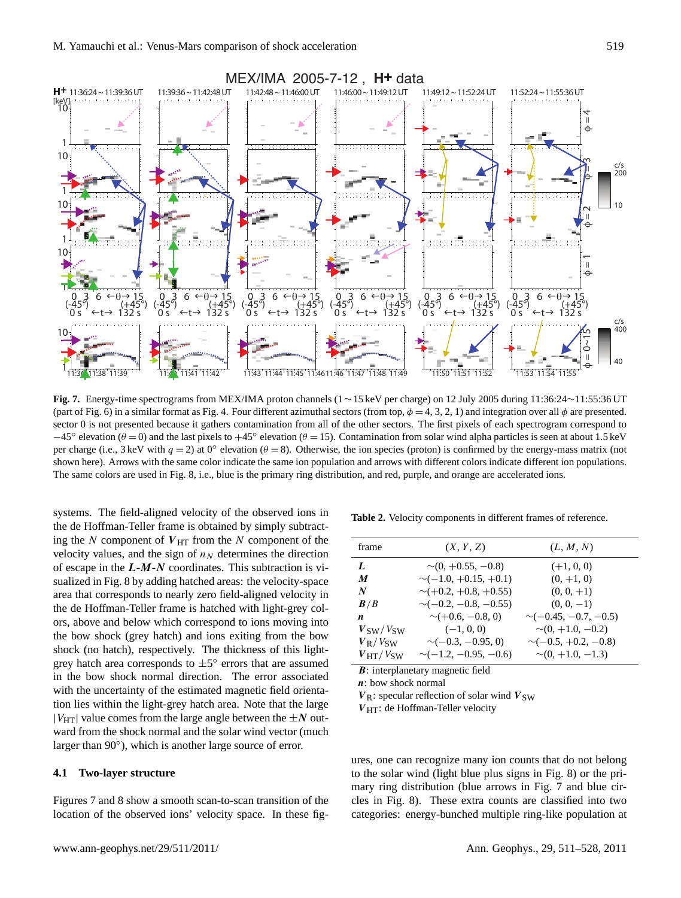**Fig. 7.** Energy-time spectrograms from MEX/IMA proton channels (1 ∼ 15 keV per charge) on 12 July 2005 during 11:36:24∼11:55:36 UT (part of Fig. 6) in a similar format as Fig. 4. Four different azimuthal sectors (from top, $\phi = 4, 3, 2, 1$) and integration over all $\phi$ are presented. sector 0 is not presented because it gathers contamination from all of the other sectors. The first pixels of each spectrogram correspond to $-45°$ elevation ($\theta = 0$) and the last pixels to $+45°$ elevation ($\theta = 15$). Contamination from solar wind alpha particles is seen at about 1.5 keV per charge (i.e., 3 keV with $q = 2$) at 0° elevation ($\theta = 8$). Otherwise, the ion species (proton) is confirmed by the energy-mass matrix (not shown here). Arrows with the same color indicate the same ion population and arrows with different colors indicate different ion populations. The same colors are used in Fig. 8, i.e., blue is the primary ring distribution, and red, purple, and orange are accelerated ions.

systems. The field-aligned velocity of the observed ions in the de Hoffman-Teller frame is obtained by simply subtracting the $N$ component of $\boldsymbol{V}_{\mathrm{HT}}$ from the $N$ component of the velocity values, and the sign of $n_N$ determines the direction of escape in the $\boldsymbol{L}$-$\boldsymbol{M}$-$\boldsymbol{N}$ coordinates. This subtraction is visualized in Fig. 8 by adding hatched areas: the velocity-space area that corresponds to nearly zero field-aligned velocity in the de Hoffman-Teller frame is hatched with light-grey colors, above and below which correspond to ions moving into the bow shock (grey hatch) and ions exiting from the bow shock (no hatch), respectively. The thickness of this light-grey hatch area corresponds to $\pm 5°$ errors that are assumed in the bow shock normal direction. The error associated with the uncertainty of the estimated magnetic field orientation lies within the light-grey hatch area. Note that the large $|V_{\mathrm{HT}}|$ value comes from the large angle between the $\pm\boldsymbol{N}$ outward from the shock normal and the solar wind vector (much larger than 90°), which is another large source of error.

### 4.1 Two-layer structure

Figures 7 and 8 show a smooth scan-to-scan transition of the location of the observed ions' velocity space. In these figures, one can recognize many ion counts that do not belong to the solar wind (light blue plus signs in Fig. 8) or the primary ring distribution (blue arrows in Fig. 7 and blue circles in Fig. 8). These extra counts are classified into two categories: energy-bunched multiple ring-like population at

**Table 2.** Velocity components in different frames of reference.

| frame | $(X, Y, Z)$ | $(L, M, N)$ |
|---|---|---|
| $\boldsymbol{L}$ | ∼(0, +0.55, −0.8) | (+1, 0, 0) |
| $\boldsymbol{M}$ | ∼(−1.0, +0.15, +0.1) | (0, +1, 0) |
| $\boldsymbol{N}$ | ∼(+0.2, +0.8, +0.55) | (0, 0, +1) |
| $\boldsymbol{B}/B$ | ∼(−0.2, −0.8, −0.55) | (0, 0, −1) |
| $\boldsymbol{n}$ | ∼(+0.6, −0.8, 0) | ∼(−0.45, −0.7, −0.5) |
| $\boldsymbol{V}_{\mathrm{SW}}/V_{\mathrm{SW}}$ | (−1, 0, 0) | ∼(0, +1.0, −0.2) |
| $\boldsymbol{V}_{\mathrm{R}}/V_{\mathrm{SW}}$ | ∼(−0.3, −0.95, 0) | ∼(−0.5, +0.2, −0.8) |
| $\boldsymbol{V}_{\mathrm{HT}}/V_{\mathrm{SW}}$ | ∼(−1.2, −0.95, −0.6) | ∼(0, +1.0, −1.3) |

$\boldsymbol{B}$: interplanetary magnetic field
$\boldsymbol{n}$: bow shock normal
$\boldsymbol{V}_{\mathrm{R}}$: specular reflection of solar wind $\boldsymbol{V}_{\mathrm{SW}}$
$\boldsymbol{V}_{\mathrm{HT}}$: de Hoffman-Teller velocity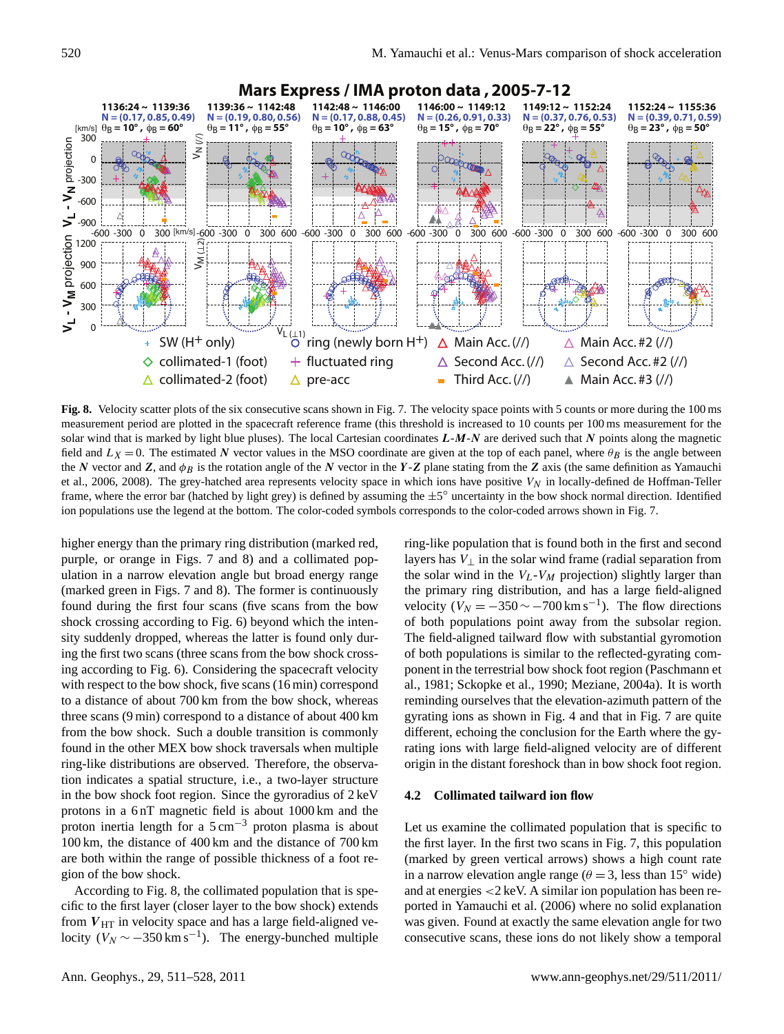**Fig. 8.** Velocity scatter plots of the six consecutive scans shown in Fig. 7. The velocity space points with 5 counts or more during the 100 ms measurement period are plotted in the spacecraft reference frame (this threshold is increased to 10 counts per 100 ms measurement for the solar wind that is marked by light blue pluses). The local Cartesian coordinates $\boldsymbol{L}$-$\boldsymbol{M}$-$\boldsymbol{N}$ are derived such that $\boldsymbol{N}$ points along the magnetic field and $L_X = 0$. The estimated $\boldsymbol{N}$ vector values in the MSO coordinate are given at the top of each panel, where $\theta_B$ is the angle between the $\boldsymbol{N}$ vector and $\boldsymbol{Z}$, and $\phi_B$ is the rotation angle of the $\boldsymbol{N}$ vector in the $\boldsymbol{Y}$-$\boldsymbol{Z}$ plane stating from the $\boldsymbol{Z}$ axis (the same definition as Yamauchi et al., 2006, 2008). The grey-hatched area represents velocity space in which ions have positive $V_N$ in locally-defined de Hoffman-Teller frame, where the error bar (hatched by light grey) is defined by assuming the $\pm 5°$ uncertainty in the bow shock normal direction. Identified ion populations use the legend at the bottom. The color-coded symbols corresponds to the color-coded arrows shown in Fig. 7.

higher energy than the primary ring distribution (marked red, purple, or orange in Figs. 7 and 8) and a collimated population in a narrow elevation angle but broad energy range (marked green in Figs. 7 and 8). The former is continuously found during the first four scans (five scans from the bow shock crossing according to Fig. 6) beyond which the intensity suddenly dropped, whereas the latter is found only during the first two scans (three scans from the bow shock crossing according to Fig. 6). Considering the spacecraft velocity with respect to the bow shock, five scans (16 min) correspond to a distance of about 700 km from the bow shock, whereas three scans (9 min) correspond to a distance of about 400 km from the bow shock. Such a double transition is commonly found in the other MEX bow shock traversals when multiple ring-like distributions are observed. Therefore, the observation indicates a spatial structure, i.e., a two-layer structure in the bow shock foot region. Since the gyroradius of 2 keV protons in a 6 nT magnetic field is about 1000 km and the proton inertia length for a 5 cm$^{-3}$ proton plasma is about 100 km, the distance of 400 km and the distance of 700 km are both within the range of possible thickness of a foot region of the bow shock.

According to Fig. 8, the collimated population that is specific to the first layer (closer layer to the bow shock) extends from $\boldsymbol{V}_{\rm HT}$ in velocity space and has a large field-aligned velocity ($V_N \sim -350\,{\rm km\,s^{-1}}$). The energy-bunched multiple ring-like population that is found both in the first and second layers has $V_\perp$ in the solar wind frame (radial separation from the solar wind in the $V_L$-$V_M$ projection) slightly larger than the primary ring distribution, and has a large field-aligned velocity ($V_N = -350 \sim -700\,{\rm km\,s^{-1}}$). The flow directions of both populations point away from the subsolar region. The field-aligned tailward flow with substantial gyromotion of both populations is similar to the reflected-gyrating component in the terrestrial bow shock foot region (Paschmann et al., 1981; Sckopke et al., 1990; Meziane, 2004a). It is worth reminding ourselves that the elevation-azimuth pattern of the gyrating ions as shown in Fig. 4 and that in Fig. 7 are quite different, echoing the conclusion for the Earth where the gyrating ions with large field-aligned velocity are of different origin in the distant foreshock than in bow shock foot region.

### 4.2 Collimated tailward ion flow

Let us examine the collimated population that is specific to the first layer. In the first two scans in Fig. 7, this population (marked by green vertical arrows) shows a high count rate in a narrow elevation angle range ($\theta = 3$, less than 15° wide) and at energies <2 keV. A similar ion population has been reported in Yamauchi et al. (2006) where no solid explanation was given. Found at exactly the same elevation angle for two consecutive scans, these ions do not likely show a temporal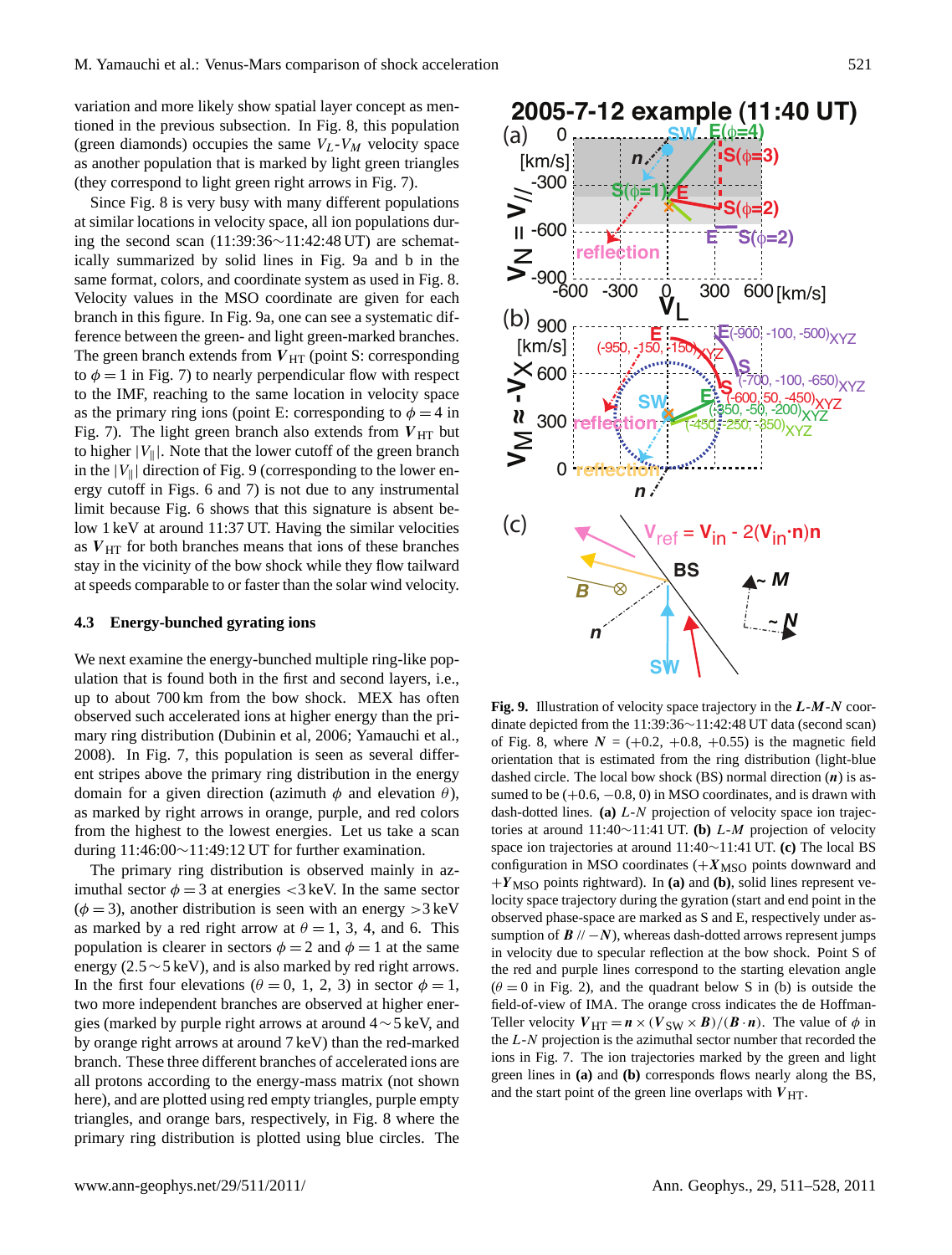variation and more likely show spatial layer concept as mentioned in the previous subsection. In Fig. 8, this population (green diamonds) occupies the same $V_L$-$V_M$ velocity space as another population that is marked by light green triangles (they correspond to light green right arrows in Fig. 7).

Since Fig. 8 is very busy with many different populations at similar locations in velocity space, all ion populations during the second scan (11:39:36∼11:42:48 UT) are schematically summarized by solid lines in Fig. 9a and b in the same format, colors, and coordinate system as used in Fig. 8. Velocity values in the MSO coordinate are given for each branch in this figure. In Fig. 9a, one can see a systematic difference between the green- and light green-marked branches. The green branch extends from $\boldsymbol{V}_{\mathrm{HT}}$ (point S: corresponding to $\phi = 1$ in Fig. 7) to nearly perpendicular flow with respect to the IMF, reaching to the same location in velocity space as the primary ring ions (point E: corresponding to $\phi = 4$ in Fig. 7). The light green branch also extends from $\boldsymbol{V}_{\mathrm{HT}}$ but to higher $|V_\parallel|$. Note that the lower cutoff of the green branch in the $|V_\parallel|$ direction of Fig. 9 (corresponding to the lower energy cutoff in Figs. 6 and 7) is not due to any instrumental limit because Fig. 6 shows that this signature is absent below 1 keV at around 11:37 UT. Having the similar velocities as $\boldsymbol{V}_{\mathrm{HT}}$ for both branches means that ions of these branches stay in the vicinity of the bow shock while they flow tailward at speeds comparable to or faster than the solar wind velocity.

### 4.3 Energy-bunched gyrating ions

We next examine the energy-bunched multiple ring-like population that is found both in the first and second layers, i.e., up to about 700 km from the bow shock. MEX has often observed such accelerated ions at higher energy than the primary ring distribution (Dubinin et al, 2006; Yamauchi et al., 2008). In Fig. 7, this population is seen as several different stripes above the primary ring distribution in the energy domain for a given direction (azimuth $\phi$ and elevation $\theta$), as marked by right arrows in orange, purple, and red colors from the highest to the lowest energies. Let us take a scan during 11:46:00∼11:49:12 UT for further examination.

The primary ring distribution is observed mainly in azimuthal sector $\phi = 3$ at energies <3 keV. In the same sector ($\phi = 3$), another distribution is seen with an energy >3 keV as marked by a red right arrow at $\theta = 1$, 3, 4, and 6. This population is clearer in sectors $\phi = 2$ and $\phi = 1$ at the same energy (2.5∼5 keV), and is also marked by red right arrows. In the first four elevations ($\theta = 0$, 1, 2, 3) in sector $\phi = 1$, two more independent branches are observed at higher energies (marked by purple right arrows at around 4∼5 keV, and by orange right arrows at around 7 keV) than the red-marked branch. These three different branches of accelerated ions are all protons according to the energy-mass matrix (not shown here), and are plotted using red empty triangles, purple empty triangles, and orange bars, respectively, in Fig. 8 where the primary ring distribution is plotted using blue circles. The

**Fig. 9.** Illustration of velocity space trajectory in the $\boldsymbol{L}$-$\boldsymbol{M}$-$\boldsymbol{N}$ coordinate depicted from the 11:39:36∼11:42:48 UT data (second scan) of Fig. 8, where $\boldsymbol{N}$ = (+0.2, +0.8, +0.55) is the magnetic field orientation that is estimated from the ring distribution (light-blue dashed circle. The local bow shock (BS) normal direction ($\boldsymbol{n}$) is assumed to be (+0.6, −0.8, 0) in MSO coordinates, and is drawn with dash-dotted lines. **(a)** $L$-$N$ projection of velocity space ion trajectories at around 11:40∼11:41 UT. **(b)** $L$-$M$ projection of velocity space ion trajectories at around 11:40∼11:41 UT. **(c)** The local BS configuration in MSO coordinates ($+\boldsymbol{X}_{\mathrm{MSO}}$ points downward and $+\boldsymbol{Y}_{\mathrm{MSO}}$ points rightward). In **(a)** and **(b)**, solid lines represent velocity space trajectory during the gyration (start and end point in the observed phase-space are marked as S and E, respectively under assumption of $\boldsymbol{B} \,//\, -\boldsymbol{N}$), whereas dash-dotted arrows represent jumps in velocity due to specular reflection at the bow shock. Point S of the red and purple lines correspond to the starting elevation angle ($\theta = 0$ in Fig. 2), and the quadrant below S in (b) is outside the field-of-view of IMA. The orange cross indicates the de Hoffman-Teller velocity $\boldsymbol{V}_{\mathrm{HT}} = \boldsymbol{n} \times (\boldsymbol{V}_{\mathrm{SW}} \times \boldsymbol{B})/(\boldsymbol{B} \cdot \boldsymbol{n})$. The value of $\phi$ in the $L$-$N$ projection is the azimuthal sector number that recorded the ions in Fig. 7. The ion trajectories marked by the green and light green lines in **(a)** and **(b)** corresponds flows nearly along the BS, and the start point of the green line overlaps with $\boldsymbol{V}_{\mathrm{HT}}$.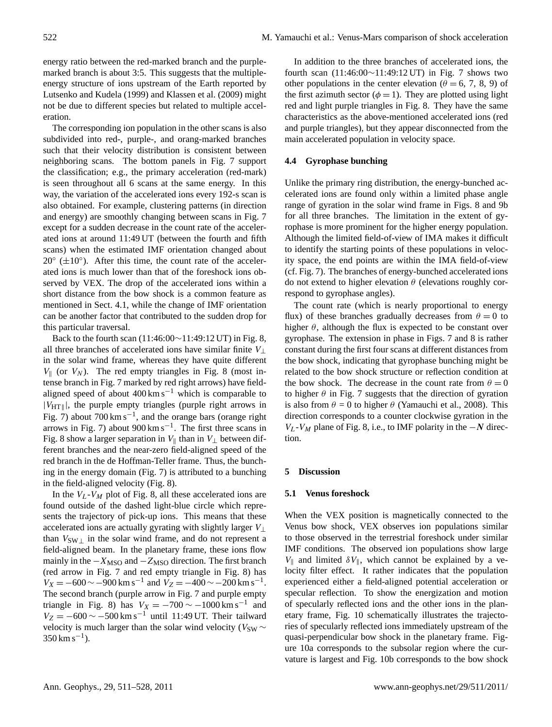energy ratio between the red-marked branch and the purple-marked branch is about 3:5. This suggests that the multiple-energy structure of ions upstream of the Earth reported by Lutsenko and Kudela (1999) and Klassen et al. (2009) might not be due to different species but related to multiple acceleration.

The corresponding ion population in the other scans is also subdivided into red-, purple-, and orang-marked branches such that their velocity distribution is consistent between neighboring scans. The bottom panels in Fig. 7 support the classification; e.g., the primary acceleration (red-mark) is seen throughout all 6 scans at the same energy. In this way, the variation of the accelerated ions every 192-s scan is also obtained. For example, clustering patterns (in direction and energy) are smoothly changing between scans in Fig. 7 except for a sudden decrease in the count rate of the accelerated ions at around 11:49 UT (between the fourth and fifth scans) when the estimated IMF orientation changed about $20^{\circ}$ ($\pm 10^{\circ}$). After this time, the count rate of the accelerated ions is much lower than that of the foreshock ions observed by VEX. The drop of the accelerated ions within a short distance from the bow shock is a common feature as mentioned in Sect. 4.1, while the change of IMF orientation can be another factor that contributed to the sudden drop for this particular traversal.

Back to the fourth scan (11:46:00∼11:49:12 UT) in Fig. 8, all three branches of accelerated ions have similar finite $V_{\perp}$ in the solar wind frame, whereas they have quite different $V_{\parallel}$ (or $V_N$). The red empty triangles in Fig. 8 (most intense branch in Fig. 7 marked by red right arrows) have field-aligned speed of about $400\,\mathrm{km\,s^{-1}}$ which is comparable to $|V_{\mathrm{HT}\parallel}|$, the purple empty triangles (purple right arrows in Fig. 7) about $700\,\mathrm{km\,s^{-1}}$, and the orange bars (orange right arrows in Fig. 7) about $900\,\mathrm{km\,s^{-1}}$. The first three scans in Fig. 8 show a larger separation in $V_{\parallel}$ than in $V_{\perp}$ between different branches and the near-zero field-aligned speed of the red branch in the de Hoffman-Teller frame. Thus, the bunching in the energy domain (Fig. 7) is attributed to a bunching in the field-aligned velocity (Fig. 8).

In the $V_L$-$V_M$ plot of Fig. 8, all these accelerated ions are found outside of the dashed light-blue circle which represents the trajectory of pick-up ions. This means that these accelerated ions are actually gyrating with slightly larger $V_{\perp}$ than $V_{\mathrm{SW}\perp}$ in the solar wind frame, and do not represent a field-aligned beam. In the planetary frame, these ions flow mainly in the $-X_{\mathrm{MSO}}$ and $-Z_{\mathrm{MSO}}$ direction. The first branch (red arrow in Fig. 7 and red empty triangle in Fig. 8) has $V_X = -600 \sim -900\,\mathrm{km\,s^{-1}}$ and $V_Z = -400 \sim -200\,\mathrm{km\,s^{-1}}$. The second branch (purple arrow in Fig. 7 and purple empty triangle in Fig. 8) has $V_X = -700 \sim -1000\,\mathrm{km\,s^{-1}}$ and $V_Z = -600 \sim -500\,\mathrm{km\,s^{-1}}$ until 11:49 UT. Their tailward velocity is much larger than the solar wind velocity ($V_{\mathrm{SW}} \sim 350\,\mathrm{km\,s^{-1}}$).

In addition to the three branches of accelerated ions, the fourth scan (11:46:00∼11:49:12 UT) in Fig. 7 shows two other populations in the center elevation ($\theta = 6$, 7, 8, 9) of the first azimuth sector ($\phi = 1$). They are plotted using light red and light purple triangles in Fig. 8. They have the same characteristics as the above-mentioned accelerated ions (red and purple triangles), but they appear disconnected from the main accelerated population in velocity space.

### 4.4 Gyrophase bunching

Unlike the primary ring distribution, the energy-bunched accelerated ions are found only within a limited phase angle range of gyration in the solar wind frame in Figs. 8 and 9b for all three branches. The limitation in the extent of gyrophase is more prominent for the higher energy population. Although the limited field-of-view of IMA makes it difficult to identify the starting points of these populations in velocity space, the end points are within the IMA field-of-view (cf. Fig. 7). The branches of energy-bunched accelerated ions do not extend to higher elevation $\theta$ (elevations roughly correspond to gyrophase angles).

The count rate (which is nearly proportional to energy flux) of these branches gradually decreases from $\theta = 0$ to higher $\theta$, although the flux is expected to be constant over gyrophase. The extension in phase in Figs. 7 and 8 is rather constant during the first four scans at different distances from the bow shock, indicating that gyrophase bunching might be related to the bow shock structure or reflection condition at the bow shock. The decrease in the count rate from $\theta = 0$ to higher $\theta$ in Fig. 7 suggests that the direction of gyration is also from $\theta = 0$ to higher $\theta$ (Yamauchi et al., 2008). This direction corresponds to a counter clockwise gyration in the $V_L$-$V_M$ plane of Fig. 8, i.e., to IMF polarity in the $-\boldsymbol{N}$ direction.

## 5 Discussion

### 5.1 Venus foreshock

When the VEX position is magnetically connected to the Venus bow shock, VEX observes ion populations similar to those observed in the terrestrial foreshock under similar IMF conditions. The observed ion populations show large $V_{\parallel}$ and limited $\delta V_{\parallel}$, which cannot be explained by a velocity filter effect. It rather indicates that the population experienced either a field-aligned potential acceleration or specular reflection. To show the energization and motion of specularly reflected ions and the other ions in the planetary frame, Fig. 10 schematically illustrates the trajectories of specularly reflected ions immediately upstream of the quasi-perpendicular bow shock in the planetary frame. Figure 10a corresponds to the subsolar region where the curvature is largest and Fig. 10b corresponds to the bow shock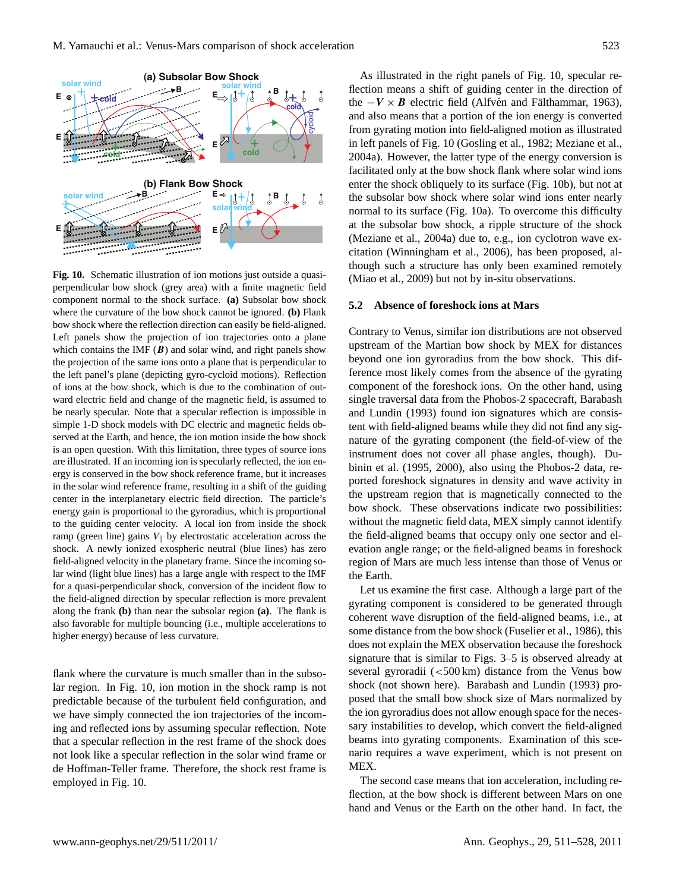(a) Subsolar Bow Shock

solar wind
E
cold
B
E
solar wind
B
cold
cycloid
E
cold
E
cold

(b) Flank Bow Shock

solar wind
B
E
E
solar wind
B
E

**Fig. 10.** Schematic illustration of ion motions just outside a quasi-perpendicular bow shock (grey area) with a finite magnetic field component normal to the shock surface. **(a)** Subsolar bow shock where the curvature of the bow shock cannot be ignored. **(b)** Flank bow shock where the reflection direction can easily be field-aligned. Left panels show the projection of ion trajectories onto a plane which contains the IMF ($\boldsymbol{B}$) and solar wind, and right panels show the projection of the same ions onto a plane that is perpendicular to the left panel's plane (depicting gyro-cycloid motions). Reflection of ions at the bow shock, which is due to the combination of outward electric field and change of the magnetic field, is assumed to be nearly specular. Note that a specular reflection is impossible in simple 1-D shock models with DC electric and magnetic fields observed at the Earth, and hence, the ion motion inside the bow shock is an open question. With this limitation, three types of source ions are illustrated. If an incoming ion is specularly reflected, the ion energy is conserved in the bow shock reference frame, but it increases in the solar wind reference frame, resulting in a shift of the guiding center in the interplanetary electric field direction. The particle's energy gain is proportional to the gyroradius, which is proportional to the guiding center velocity. A local ion from inside the shock ramp (green line) gains $V_{\parallel}$ by electrostatic acceleration across the shock. A newly ionized exospheric neutral (blue lines) has zero field-aligned velocity in the planetary frame. Since the incoming solar wind (light blue lines) has a large angle with respect to the IMF for a quasi-perpendicular shock, conversion of the incident flow to the field-aligned direction by specular reflection is more prevalent along the frank **(b)** than near the subsolar region **(a)**. The flank is also favorable for multiple bouncing (i.e., multiple accelerations to higher energy) because of less curvature.

flank where the curvature is much smaller than in the subsolar region. In Fig. 10, ion motion in the shock ramp is not predictable because of the turbulent field configuration, and we have simply connected the ion trajectories of the incoming and reflected ions by assuming specular reflection. Note that a specular reflection in the rest frame of the shock does not look like a specular reflection in the solar wind frame or de Hoffman-Teller frame. Therefore, the shock rest frame is employed in Fig. 10.

As illustrated in the right panels of Fig. 10, specular reflection means a shift of guiding center in the direction of the $-\boldsymbol{V} \times \boldsymbol{B}$ electric field (Alfvén and Fälthammar, 1963), and also means that a portion of the ion energy is converted from gyrating motion into field-aligned motion as illustrated in left panels of Fig. 10 (Gosling et al., 1982; Meziane et al., 2004a). However, the latter type of the energy conversion is facilitated only at the bow shock flank where solar wind ions enter the shock obliquely to its surface (Fig. 10b), but not at the subsolar bow shock where solar wind ions enter nearly normal to its surface (Fig. 10a). To overcome this difficulty at the subsolar bow shock, a ripple structure of the shock (Meziane et al., 2004a) due to, e.g., ion cyclotron wave excitation (Winningham et al., 2006), has been proposed, although such a structure has only been examined remotely (Miao et al., 2009) but not by in-situ observations.

## 5.2 Absence of foreshock ions at Mars

Contrary to Venus, similar ion distributions are not observed upstream of the Martian bow shock by MEX for distances beyond one ion gyroradius from the bow shock. This difference most likely comes from the absence of the gyrating component of the foreshock ions. On the other hand, using single traversal data from the Phobos-2 spacecraft, Barabash and Lundin (1993) found ion signatures which are consistent with field-aligned beams while they did not find any signature of the gyrating component (the field-of-view of the instrument does not cover all phase angles, though). Dubinin et al. (1995, 2000), also using the Phobos-2 data, reported foreshock signatures in density and wave activity in the upstream region that is magnetically connected to the bow shock. These observations indicate two possibilities: without the magnetic field data, MEX simply cannot identify the field-aligned beams that occupy only one sector and elevation angle range; or the field-aligned beams in foreshock region of Mars are much less intense than those of Venus or the Earth.

Let us examine the first case. Although a large part of the gyrating component is considered to be generated through coherent wave disruption of the field-aligned beams, i.e., at some distance from the bow shock (Fuselier et al., 1986), this does not explain the MEX observation because the foreshock signature that is similar to Figs. 3–5 is observed already at several gyroradii (<500 km) distance from the Venus bow shock (not shown here). Barabash and Lundin (1993) proposed that the small bow shock size of Mars normalized by the ion gyroradius does not allow enough space for the necessary instabilities to develop, which convert the field-aligned beams into gyrating components. Examination of this scenario requires a wave experiment, which is not present on MEX.

The second case means that ion acceleration, including reflection, at the bow shock is different between Mars on one hand and Venus or the Earth on the other hand. In fact, the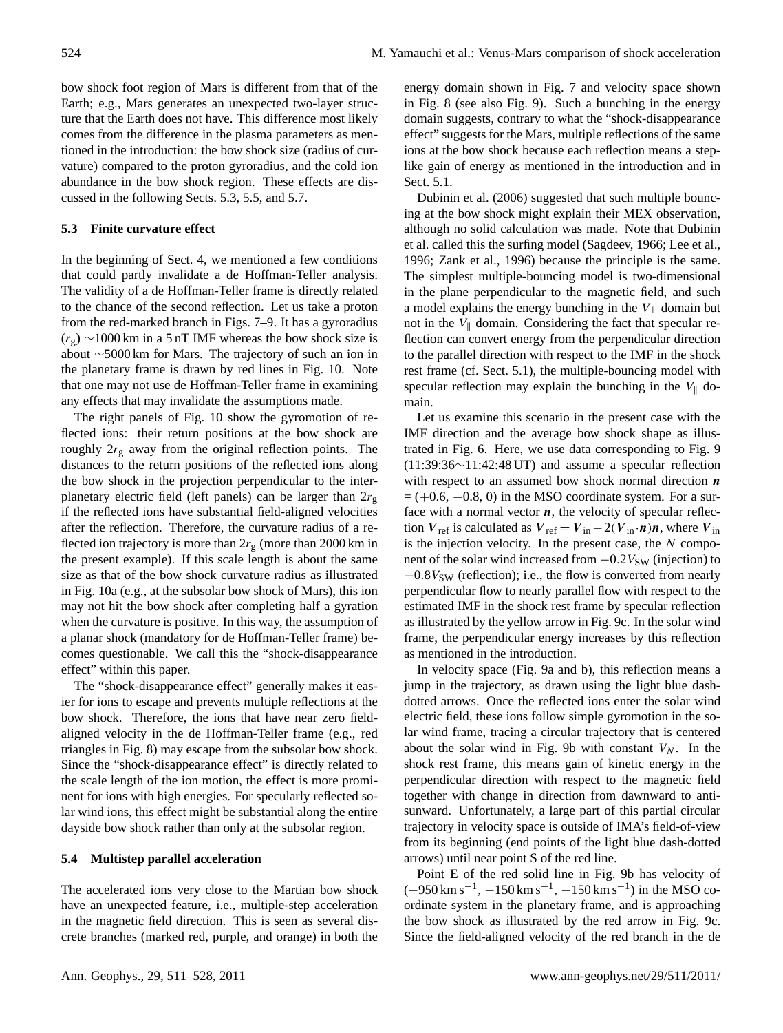bow shock foot region of Mars is different from that of the Earth; e.g., Mars generates an unexpected two-layer structure that the Earth does not have. This difference most likely comes from the difference in the plasma parameters as mentioned in the introduction: the bow shock size (radius of curvature) compared to the proton gyroradius, and the cold ion abundance in the bow shock region. These effects are discussed in the following Sects. 5.3, 5.5, and 5.7.

### 5.3 Finite curvature effect

In the beginning of Sect. 4, we mentioned a few conditions that could partly invalidate a de Hoffman-Teller analysis. The validity of a de Hoffman-Teller frame is directly related to the chance of the second reflection. Let us take a proton from the red-marked branch in Figs. 7–9. It has a gyroradius ($r_g$) ~1000 km in a 5 nT IMF whereas the bow shock size is about ~5000 km for Mars. The trajectory of such an ion in the planetary frame is drawn by red lines in Fig. 10. Note that one may not use de Hoffman-Teller frame in examining any effects that may invalidate the assumptions made.

The right panels of Fig. 10 show the gyromotion of reflected ions: their return positions at the bow shock are roughly $2r_g$ away from the original reflection points. The distances to the return positions of the reflected ions along the bow shock in the projection perpendicular to the interplanetary electric field (left panels) can be larger than $2r_g$ if the reflected ions have substantial field-aligned velocities after the reflection. Therefore, the curvature radius of a reflected ion trajectory is more than $2r_g$ (more than 2000 km in the present example). If this scale length is about the same size as that of the bow shock curvature radius as illustrated in Fig. 10a (e.g., at the subsolar bow shock of Mars), this ion may not hit the bow shock after completing half a gyration when the curvature is positive. In this way, the assumption of a planar shock (mandatory for de Hoffman-Teller frame) becomes questionable. We call this the "shock-disappearance effect" within this paper.

The "shock-disappearance effect" generally makes it easier for ions to escape and prevents multiple reflections at the bow shock. Therefore, the ions that have near zero field-aligned velocity in the de Hoffman-Teller frame (e.g., red triangles in Fig. 8) may escape from the subsolar bow shock. Since the "shock-disappearance effect" is directly related to the scale length of the ion motion, the effect is more prominent for ions with high energies. For specularly reflected solar wind ions, this effect might be substantial along the entire dayside bow shock rather than only at the subsolar region.

### 5.4 Multistep parallel acceleration

The accelerated ions very close to the Martian bow shock have an unexpected feature, i.e., multiple-step acceleration in the magnetic field direction. This is seen as several discrete branches (marked red, purple, and orange) in both the energy domain shown in Fig. 7 and velocity space shown in Fig. 8 (see also Fig. 9). Such a bunching in the energy domain suggests, contrary to what the "shock-disappearance effect" suggests for the Mars, multiple reflections of the same ions at the bow shock because each reflection means a step-like gain of energy as mentioned in the introduction and in Sect. 5.1.

Dubinin et al. (2006) suggested that such multiple bouncing at the bow shock might explain their MEX observation, although no solid calculation was made. Note that Dubinin et al. called this the surfing model (Sagdeev, 1966; Lee et al., 1996; Zank et al., 1996) because the principle is the same. The simplest multiple-bouncing model is two-dimensional in the plane perpendicular to the magnetic field, and such a model explains the energy bunching in the $V_\perp$ domain but not in the $V_\parallel$ domain. Considering the fact that specular reflection can convert energy from the perpendicular direction to the parallel direction with respect to the IMF in the shock rest frame (cf. Sect. 5.1), the multiple-bouncing model with specular reflection may explain the bunching in the $V_\parallel$ domain.

Let us examine this scenario in the present case with the IMF direction and the average bow shock shape as illustrated in Fig. 6. Here, we use data corresponding to Fig. 9 (11:39:36~11:42:48 UT) and assume a specular reflection with respect to an assumed bow shock normal direction $\boldsymbol{n}$ = (+0.6, −0.8, 0) in the MSO coordinate system. For a surface with a normal vector $\boldsymbol{n}$, the velocity of specular reflection $\boldsymbol{V}_{\text{ref}}$ is calculated as $\boldsymbol{V}_{\text{ref}} = \boldsymbol{V}_{\text{in}} - 2(\boldsymbol{V}_{\text{in}} \cdot \boldsymbol{n})\boldsymbol{n}$, where $\boldsymbol{V}_{\text{in}}$ is the injection velocity. In the present case, the $N$ component of the solar wind increased from $-0.2V_{\text{SW}}$ (injection) to $-0.8V_{\text{SW}}$ (reflection); i.e., the flow is converted from nearly perpendicular flow to nearly parallel flow with respect to the estimated IMF in the shock rest frame by specular reflection as illustrated by the yellow arrow in Fig. 9c. In the solar wind frame, the perpendicular energy increases by this reflection as mentioned in the introduction.

In velocity space (Fig. 9a and b), this reflection means a jump in the trajectory, as drawn using the light blue dash-dotted arrows. Once the reflected ions enter the solar wind electric field, these ions follow simple gyromotion in the solar wind frame, tracing a circular trajectory that is centered about the solar wind in Fig. 9b with constant $V_N$. In the shock rest frame, this means gain of kinetic energy in the perpendicular direction with respect to the magnetic field together with change in direction from dawnward to anti-sunward. Unfortunately, a large part of this partial circular trajectory in velocity space is outside of IMA's field-of-view from its beginning (end points of the light blue dash-dotted arrows) until near point S of the red line.

Point E of the red solid line in Fig. 9b has velocity of ($-950\,\text{km}\,\text{s}^{-1}$, $-150\,\text{km}\,\text{s}^{-1}$, $-150\,\text{km}\,\text{s}^{-1}$) in the MSO coordinate system in the planetary frame, and is approaching the bow shock as illustrated by the red arrow in Fig. 9c. Since the field-aligned velocity of the red branch in the de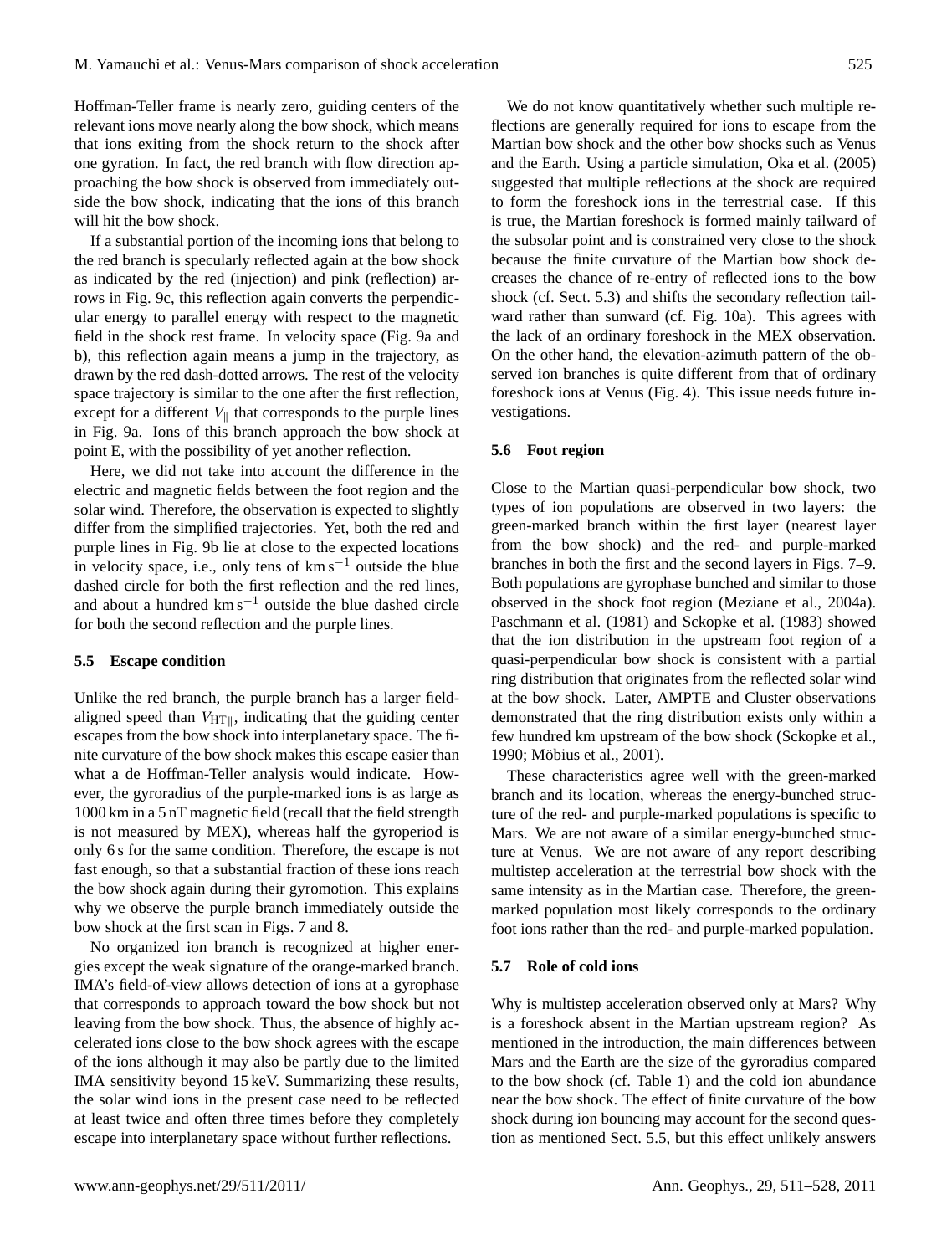Hoffman-Teller frame is nearly zero, guiding centers of the relevant ions move nearly along the bow shock, which means that ions exiting from the shock return to the shock after one gyration. In fact, the red branch with flow direction approaching the bow shock is observed from immediately outside the bow shock, indicating that the ions of this branch will hit the bow shock.

If a substantial portion of the incoming ions that belong to the red branch is specularly reflected again at the bow shock as indicated by the red (injection) and pink (reflection) arrows in Fig. 9c, this reflection again converts the perpendicular energy to parallel energy with respect to the magnetic field in the shock rest frame. In velocity space (Fig. 9a and b), this reflection again means a jump in the trajectory, as drawn by the red dash-dotted arrows. The rest of the velocity space trajectory is similar to the one after the first reflection, except for a different $V_{\parallel}$ that corresponds to the purple lines in Fig. 9a. Ions of this branch approach the bow shock at point E, with the possibility of yet another reflection.

Here, we did not take into account the difference in the electric and magnetic fields between the foot region and the solar wind. Therefore, the observation is expected to slightly differ from the simplified trajectories. Yet, both the red and purple lines in Fig. 9b lie at close to the expected locations in velocity space, i.e., only tens of $\text{km s}^{-1}$ outside the blue dashed circle for both the first reflection and the red lines, and about a hundred $\text{km s}^{-1}$ outside the blue dashed circle for both the second reflection and the purple lines.

### 5.5 Escape condition

Unlike the red branch, the purple branch has a larger field-aligned speed than $V_{\text{HT}\parallel}$, indicating that the guiding center escapes from the bow shock into interplanetary space. The finite curvature of the bow shock makes this escape easier than what a de Hoffman-Teller analysis would indicate. However, the gyroradius of the purple-marked ions is as large as 1000 km in a 5 nT magnetic field (recall that the field strength is not measured by MEX), whereas half the gyroperiod is only 6 s for the same condition. Therefore, the escape is not fast enough, so that a substantial fraction of these ions reach the bow shock again during their gyromotion. This explains why we observe the purple branch immediately outside the bow shock at the first scan in Figs. 7 and 8.

No organized ion branch is recognized at higher energies except the weak signature of the orange-marked branch. IMA's field-of-view allows detection of ions at a gyrophase that corresponds to approach toward the bow shock but not leaving from the bow shock. Thus, the absence of highly accelerated ions close to the bow shock agrees with the escape of the ions although it may also be partly due to the limited IMA sensitivity beyond 15 keV. Summarizing these results, the solar wind ions in the present case need to be reflected at least twice and often three times before they completely escape into interplanetary space without further reflections.

We do not know quantitatively whether such multiple reflections are generally required for ions to escape from the Martian bow shock and the other bow shocks such as Venus and the Earth. Using a particle simulation, Oka et al. (2005) suggested that multiple reflections at the shock are required to form the foreshock ions in the terrestrial case. If this is true, the Martian foreshock is formed mainly tailward of the subsolar point and is constrained very close to the shock because the finite curvature of the Martian bow shock decreases the chance of re-entry of reflected ions to the bow shock (cf. Sect. 5.3) and shifts the secondary reflection tailward rather than sunward (cf. Fig. 10a). This agrees with the lack of an ordinary foreshock in the MEX observation. On the other hand, the elevation-azimuth pattern of the observed ion branches is quite different from that of ordinary foreshock ions at Venus (Fig. 4). This issue needs future investigations.

### 5.6 Foot region

Close to the Martian quasi-perpendicular bow shock, two types of ion populations are observed in two layers: the green-marked branch within the first layer (nearest layer from the bow shock) and the red- and purple-marked branches in both the first and the second layers in Figs. 7–9. Both populations are gyrophase bunched and similar to those observed in the shock foot region (Meziane et al., 2004a). Paschmann et al. (1981) and Sckopke et al. (1983) showed that the ion distribution in the upstream foot region of a quasi-perpendicular bow shock is consistent with a partial ring distribution that originates from the reflected solar wind at the bow shock. Later, AMPTE and Cluster observations demonstrated that the ring distribution exists only within a few hundred km upstream of the bow shock (Sckopke et al., 1990; Möbius et al., 2001).

These characteristics agree well with the green-marked branch and its location, whereas the energy-bunched structure of the red- and purple-marked populations is specific to Mars. We are not aware of a similar energy-bunched structure at Venus. We are not aware of any report describing multistep acceleration at the terrestrial bow shock with the same intensity as in the Martian case. Therefore, the green-marked population most likely corresponds to the ordinary foot ions rather than the red- and purple-marked population.

### 5.7 Role of cold ions

Why is multistep acceleration observed only at Mars? Why is a foreshock absent in the Martian upstream region? As mentioned in the introduction, the main differences between Mars and the Earth are the size of the gyroradius compared to the bow shock (cf. Table 1) and the cold ion abundance near the bow shock. The effect of finite curvature of the bow shock during ion bouncing may account for the second question as mentioned Sect. 5.5, but this effect unlikely answers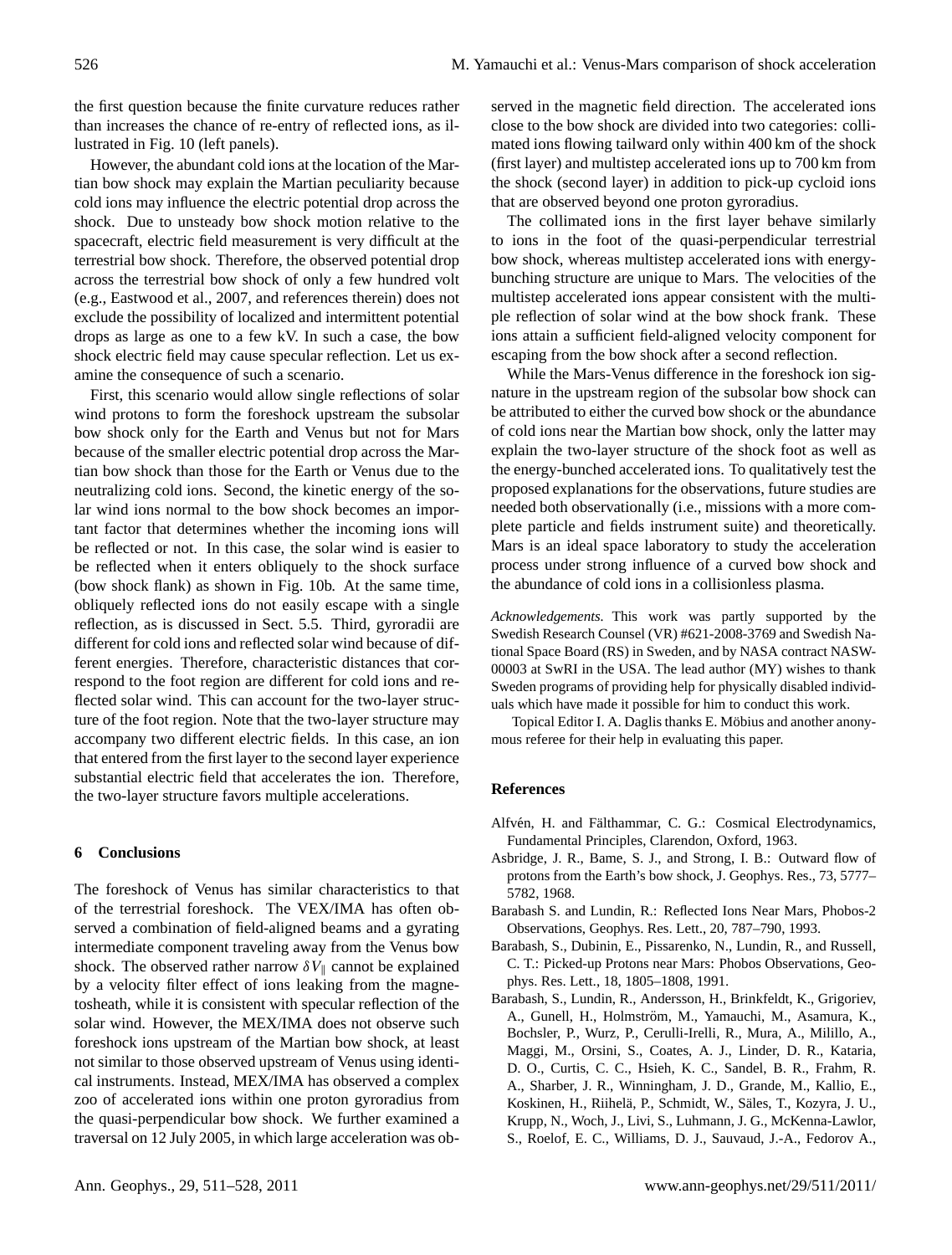the first question because the finite curvature reduces rather than increases the chance of re-entry of reflected ions, as illustrated in Fig. 10 (left panels).

However, the abundant cold ions at the location of the Martian bow shock may explain the Martian peculiarity because cold ions may influence the electric potential drop across the shock. Due to unsteady bow shock motion relative to the spacecraft, electric field measurement is very difficult at the terrestrial bow shock. Therefore, the observed potential drop across the terrestrial bow shock of only a few hundred volt (e.g., Eastwood et al., 2007, and references therein) does not exclude the possibility of localized and intermittent potential drops as large as one to a few kV. In such a case, the bow shock electric field may cause specular reflection. Let us examine the consequence of such a scenario.

First, this scenario would allow single reflections of solar wind protons to form the foreshock upstream the subsolar bow shock only for the Earth and Venus but not for Mars because of the smaller electric potential drop across the Martian bow shock than those for the Earth or Venus due to the neutralizing cold ions. Second, the kinetic energy of the solar wind ions normal to the bow shock becomes an important factor that determines whether the incoming ions will be reflected or not. In this case, the solar wind is easier to be reflected when it enters obliquely to the shock surface (bow shock flank) as shown in Fig. 10b. At the same time, obliquely reflected ions do not easily escape with a single reflection, as is discussed in Sect. 5.5. Third, gyroradii are different for cold ions and reflected solar wind because of different energies. Therefore, characteristic distances that correspond to the foot region are different for cold ions and reflected solar wind. This can account for the two-layer structure of the foot region. Note that the two-layer structure may accompany two different electric fields. In this case, an ion that entered from the first layer to the second layer experience substantial electric field that accelerates the ion. Therefore, the two-layer structure favors multiple accelerations.

## 6 Conclusions

The foreshock of Venus has similar characteristics to that of the terrestrial foreshock. The VEX/IMA has often observed a combination of field-aligned beams and a gyrating intermediate component traveling away from the Venus bow shock. The observed rather narrow $\delta V_{\parallel}$ cannot be explained by a velocity filter effect of ions leaking from the magnetosheath, while it is consistent with specular reflection of the solar wind. However, the MEX/IMA does not observe such foreshock ions upstream of the Martian bow shock, at least not similar to those observed upstream of Venus using identical instruments. Instead, MEX/IMA has observed a complex zoo of accelerated ions within one proton gyroradius from the quasi-perpendicular bow shock. We further examined a traversal on 12 July 2005, in which large acceleration was observed in the magnetic field direction. The accelerated ions close to the bow shock are divided into two categories: collimated ions flowing tailward only within 400 km of the shock (first layer) and multistep accelerated ions up to 700 km from the shock (second layer) in addition to pick-up cycloid ions that are observed beyond one proton gyroradius.

The collimated ions in the first layer behave similarly to ions in the foot of the quasi-perpendicular terrestrial bow shock, whereas multistep accelerated ions with energy-bunching structure are unique to Mars. The velocities of the multistep accelerated ions appear consistent with the multiple reflection of solar wind at the bow shock frank. These ions attain a sufficient field-aligned velocity component for escaping from the bow shock after a second reflection.

While the Mars-Venus difference in the foreshock ion signature in the upstream region of the subsolar bow shock can be attributed to either the curved bow shock or the abundance of cold ions near the Martian bow shock, only the latter may explain the two-layer structure of the shock foot as well as the energy-bunched accelerated ions. To qualitatively test the proposed explanations for the observations, future studies are needed both observationally (i.e., missions with a more complete particle and fields instrument suite) and theoretically. Mars is an ideal space laboratory to study the acceleration process under strong influence of a curved bow shock and the abundance of cold ions in a collisionless plasma.

*Acknowledgements.* This work was partly supported by the Swedish Research Counsel (VR) #621-2008-3769 and Swedish National Space Board (RS) in Sweden, and by NASA contract NASW-00003 at SwRI in the USA. The lead author (MY) wishes to thank Sweden programs of providing help for physically disabled individuals which have made it possible for him to conduct this work.

Topical Editor I. A. Daglis thanks E. Möbius and another anonymous referee for their help in evaluating this paper.

## References

Alfvén, H. and Fälthammar, C. G.: Cosmical Electrodynamics, Fundamental Principles, Clarendon, Oxford, 1963.

Asbridge, J. R., Bame, S. J., and Strong, I. B.: Outward flow of protons from the Earth's bow shock, J. Geophys. Res., 73, 5777–5782, 1968.

Barabash S. and Lundin, R.: Reflected Ions Near Mars, Phobos-2 Observations, Geophys. Res. Lett., 20, 787–790, 1993.

Barabash, S., Dubinin, E., Pissarenko, N., Lundin, R., and Russell, C. T.: Picked-up Protons near Mars: Phobos Observations, Geophys. Res. Lett., 18, 1805–1808, 1991.

Barabash, S., Lundin, R., Andersson, H., Brinkfeldt, K., Grigoriev, A., Gunell, H., Holmström, M., Yamauchi, M., Asamura, K., Bochsler, P., Wurz, P., Cerulli-Irelli, R., Mura, A., Milillo, A., Maggi, M., Orsini, S., Coates, A. J., Linder, D. R., Kataria, D. O., Curtis, C. C., Hsieh, K. C., Sandel, B. R., Frahm, R. A., Sharber, J. R., Winningham, J. D., Grande, M., Kallio, E., Koskinen, H., Riihelä, P., Schmidt, W., Säles, T., Kozyra, J. U., Krupp, N., Woch, J., Livi, S., Luhmann, J. G., McKenna-Lawlor, S., Roelof, E. C., Williams, D. J., Sauvaud, J.-A., Fedorov A.,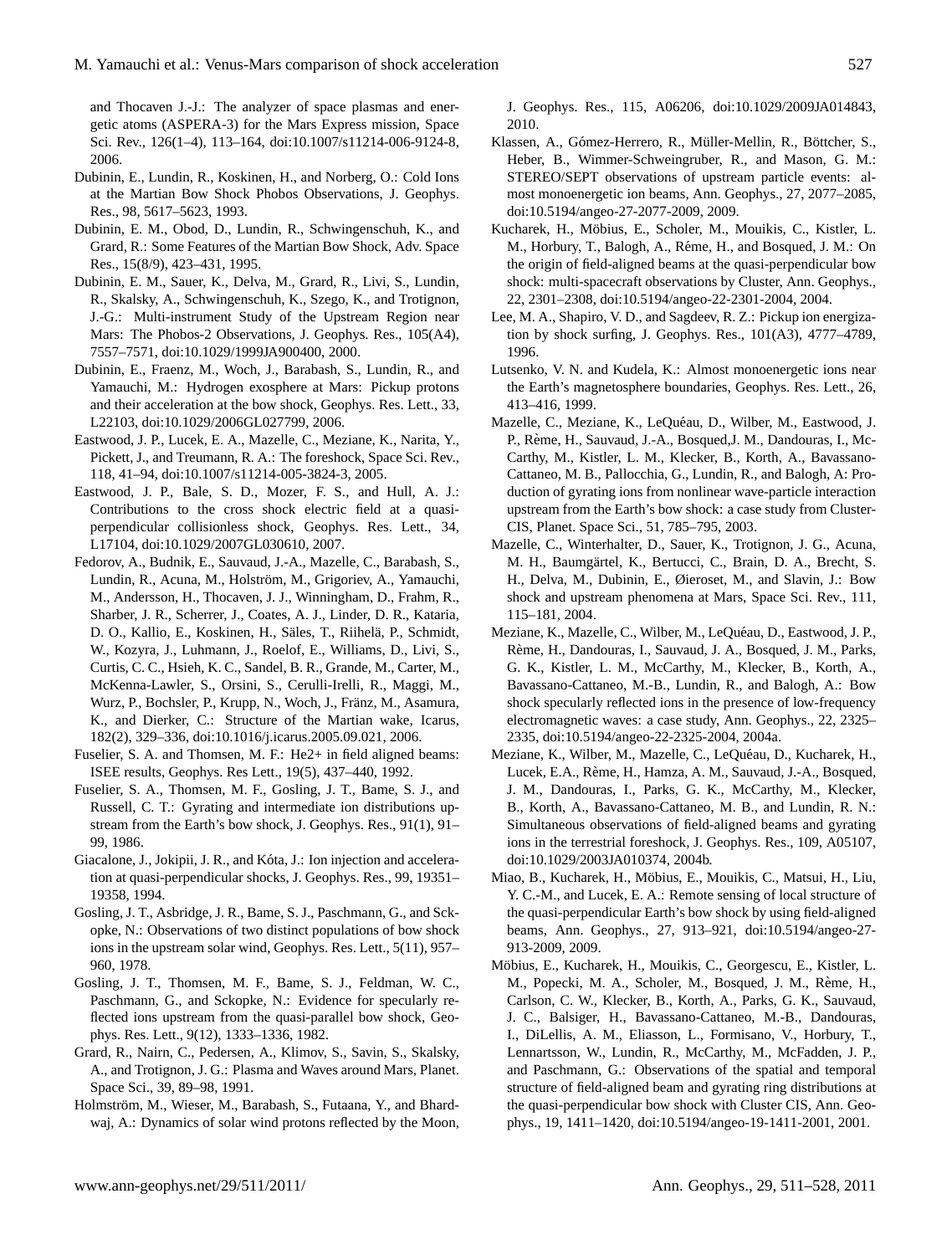and Thocaven J.-J.: The analyzer of space plasmas and energetic atoms (ASPERA-3) for the Mars Express mission, Space Sci. Rev., 126(1–4), 113–164, doi:10.1007/s11214-006-9124-8, 2006.

Dubinin, E., Lundin, R., Koskinen, H., and Norberg, O.: Cold Ions at the Martian Bow Shock Phobos Observations, J. Geophys. Res., 98, 5617–5623, 1993.

Dubinin, E. M., Obod, D., Lundin, R., Schwingenschuh, K., and Grard, R.: Some Features of the Martian Bow Shock, Adv. Space Res., 15(8/9), 423–431, 1995.

Dubinin, E. M., Sauer, K., Delva, M., Grard, R., Livi, S., Lundin, R., Skalsky, A., Schwingenschuh, K., Szego, K., and Trotignon, J.-G.: Multi-instrument Study of the Upstream Region near Mars: The Phobos-2 Observations, J. Geophys. Res., 105(A4), 7557–7571, doi:10.1029/1999JA900400, 2000.

Dubinin, E., Fraenz, M., Woch, J., Barabash, S., Lundin, R., and Yamauchi, M.: Hydrogen exosphere at Mars: Pickup protons and their acceleration at the bow shock, Geophys. Res. Lett., 33, L22103, doi:10.1029/2006GL027799, 2006.

Eastwood, J. P., Lucek, E. A., Mazelle, C., Meziane, K., Narita, Y., Pickett, J., and Treumann, R. A.: The foreshock, Space Sci. Rev., 118, 41–94, doi:10.1007/s11214-005-3824-3, 2005.

Eastwood, J. P., Bale, S. D., Mozer, F. S., and Hull, A. J.: Contributions to the cross shock electric field at a quasi-perpendicular collisionless shock, Geophys. Res. Lett., 34, L17104, doi:10.1029/2007GL030610, 2007.

Fedorov, A., Budnik, E., Sauvaud, J.-A., Mazelle, C., Barabash, S., Lundin, R., Acuna, M., Holström, M., Grigoriev, A., Yamauchi, M., Andersson, H., Thocaven, J. J., Winningham, D., Frahm, R., Sharber, J. R., Scherrer, J., Coates, A. J., Linder, D. R., Kataria, D. O., Kallio, E., Koskinen, H., Säles, T., Riihelä, P., Schmidt, W., Kozyra, J., Luhmann, J., Roelof, E., Williams, D., Livi, S., Curtis, C. C., Hsieh, K. C., Sandel, B. R., Grande, M., Carter, M., McKenna-Lawler, S., Orsini, S., Cerulli-Irelli, R., Maggi, M., Wurz, P., Bochsler, P., Krupp, N., Woch, J., Fränz, M., Asamura, K., and Dierker, C.: Structure of the Martian wake, Icarus, 182(2), 329–336, doi:10.1016/j.icarus.2005.09.021, 2006.

Fuselier, S. A. and Thomsen, M. F.: He2+ in field aligned beams: ISEE results, Geophys. Res Lett., 19(5), 437–440, 1992.

Fuselier, S. A., Thomsen, M. F., Gosling, J. T., Bame, S. J., and Russell, C. T.: Gyrating and intermediate ion distributions upstream from the Earth's bow shock, J. Geophys. Res., 91(1), 91–99, 1986.

Giacalone, J., Jokipii, J. R., and Kóta, J.: Ion injection and acceleration at quasi-perpendicular shocks, J. Geophys. Res., 99, 19351–19358, 1994.

Gosling, J. T., Asbridge, J. R., Bame, S. J., Paschmann, G., and Sckopke, N.: Observations of two distinct populations of bow shock ions in the upstream solar wind, Geophys. Res. Lett., 5(11), 957–960, 1978.

Gosling, J. T., Thomsen, M. F., Bame, S. J., Feldman, W. C., Paschmann, G., and Sckopke, N.: Evidence for specularly reflected ions upstream from the quasi-parallel bow shock, Geophys. Res. Lett., 9(12), 1333–1336, 1982.

Grard, R., Nairn, C., Pedersen, A., Klimov, S., Savin, S., Skalsky, A., and Trotignon, J. G.: Plasma and Waves around Mars, Planet. Space Sci., 39, 89–98, 1991.

Holmström, M., Wieser, M., Barabash, S., Futaana, Y., and Bhardwaj, A.: Dynamics of solar wind protons reflected by the Moon, J. Geophys. Res., 115, A06206, doi:10.1029/2009JA014843, 2010.

Klassen, A., Gómez-Herrero, R., Müller-Mellin, R., Böttcher, S., Heber, B., Wimmer-Schweingruber, R., and Mason, G. M.: STEREO/SEPT observations of upstream particle events: almost monoenergetic ion beams, Ann. Geophys., 27, 2077–2085, doi:10.5194/angeo-27-2077-2009, 2009.

Kucharek, H., Möbius, E., Scholer, M., Mouikis, C., Kistler, L. M., Horbury, T., Balogh, A., Réme, H., and Bosqued, J. M.: On the origin of field-aligned beams at the quasi-perpendicular bow shock: multi-spacecraft observations by Cluster, Ann. Geophys., 22, 2301–2308, doi:10.5194/angeo-22-2301-2004, 2004.

Lee, M. A., Shapiro, V. D., and Sagdeev, R. Z.: Pickup ion energization by shock surfing, J. Geophys. Res., 101(A3), 4777–4789, 1996.

Lutsenko, V. N. and Kudela, K.: Almost monoenergetic ions near the Earth's magnetosphere boundaries, Geophys. Res. Lett., 26, 413–416, 1999.

Mazelle, C., Meziane, K., LeQuéau, D., Wilber, M., Eastwood, J. P., Rème, H., Sauvaud, J.-A., Bosqued,J. M., Dandouras, I., McCarthy, M., Kistler, L. M., Klecker, B., Korth, A., Bavassano-Cattaneo, M. B., Pallocchia, G., Lundin, R., and Balogh, A: Production of gyrating ions from nonlinear wave-particle interaction upstream from the Earth's bow shock: a case study from Cluster-CIS, Planet. Space Sci., 51, 785–795, 2003.

Mazelle, C., Winterhalter, D., Sauer, K., Trotignon, J. G., Acuna, M. H., Baumgärtel, K., Bertucci, C., Brain, D. A., Brecht, S. H., Delva, M., Dubinin, E., Øieroset, M., and Slavin, J.: Bow shock and upstream phenomena at Mars, Space Sci. Rev., 111, 115–181, 2004.

Meziane, K., Mazelle, C., Wilber, M., LeQuéau, D., Eastwood, J. P., Rème, H., Dandouras, I., Sauvaud, J. A., Bosqued, J. M., Parks, G. K., Kistler, L. M., McCarthy, M., Klecker, B., Korth, A., Bavassano-Cattaneo, M.-B., Lundin, R., and Balogh, A.: Bow shock specularly reflected ions in the presence of low-frequency electromagnetic waves: a case study, Ann. Geophys., 22, 2325–2335, doi:10.5194/angeo-22-2325-2004, 2004a.

Meziane, K., Wilber, M., Mazelle, C., LeQuéau, D., Kucharek, H., Lucek, E.A., Rème, H., Hamza, A. M., Sauvaud, J.-A., Bosqued, J. M., Dandouras, I., Parks, G. K., McCarthy, M., Klecker, B., Korth, A., Bavassano-Cattaneo, M. B., and Lundin, R. N.: Simultaneous observations of field-aligned beams and gyrating ions in the terrestrial foreshock, J. Geophys. Res., 109, A05107, doi:10.1029/2003JA010374, 2004b.

Miao, B., Kucharek, H., Möbius, E., Mouikis, C., Matsui, H., Liu, Y. C.-M., and Lucek, E. A.: Remote sensing of local structure of the quasi-perpendicular Earth's bow shock by using field-aligned beams, Ann. Geophys., 27, 913–921, doi:10.5194/angeo-27-913-2009, 2009.

Möbius, E., Kucharek, H., Mouikis, C., Georgescu, E., Kistler, L. M., Popecki, M. A., Scholer, M., Bosqued, J. M., Rème, H., Carlson, C. W., Klecker, B., Korth, A., Parks, G. K., Sauvaud, J. C., Balsiger, H., Bavassano-Cattaneo, M.-B., Dandouras, I., DiLellis, A. M., Eliasson, L., Formisano, V., Horbury, T., Lennartsson, W., Lundin, R., McCarthy, M., McFadden, J. P., and Paschmann, G.: Observations of the spatial and temporal structure of field-aligned beam and gyrating ring distributions at the quasi-perpendicular bow shock with Cluster CIS, Ann. Geophys., 19, 1411–1420, doi:10.5194/angeo-19-1411-2001, 2001.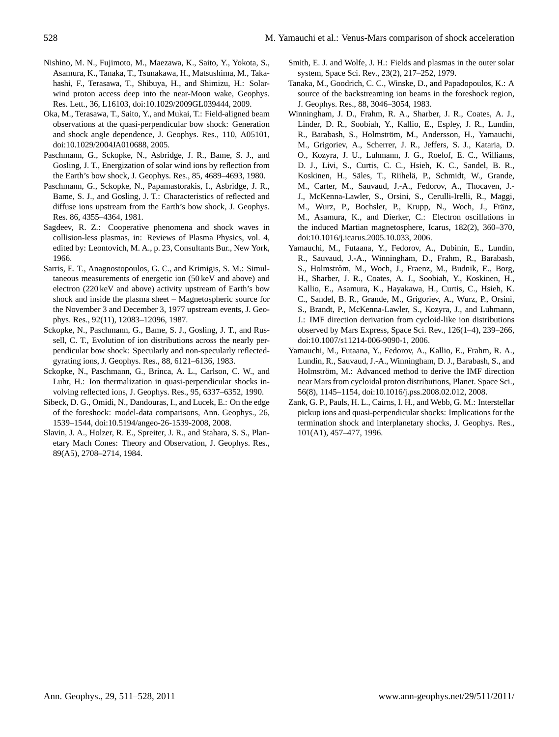Nishino, M. N., Fujimoto, M., Maezawa, K., Saito, Y., Yokota, S., Asamura, K., Tanaka, T., Tsunakawa, H., Matsushima, M., Takahashi, F., Terasawa, T., Shibuya, H., and Shimizu, H.: Solar-wind proton access deep into the near-Moon wake, Geophys. Res. Lett., 36, L16103, doi:10.1029/2009GL039444, 2009.

Oka, M., Terasawa, T., Saito, Y., and Mukai, T.: Field-aligned beam observations at the quasi-perpendicular bow shock: Generation and shock angle dependence, J. Geophys. Res., 110, A05101, doi:10.1029/2004JA010688, 2005.

Paschmann, G., Sckopke, N., Asbridge, J. R., Bame, S. J., and Gosling, J. T., Energization of solar wind ions by reflection from the Earth's bow shock, J. Geophys. Res., 85, 4689–4693, 1980.

Paschmann, G., Sckopke, N., Papamastorakis, I., Asbridge, J. R., Bame, S. J., and Gosling, J. T.: Characteristics of reflected and diffuse ions upstream from the Earth's bow shock, J. Geophys. Res. 86, 4355–4364, 1981.

Sagdeev, R. Z.: Cooperative phenomena and shock waves in collision-less plasmas, in: Reviews of Plasma Physics, vol. 4, edited by: Leontovich, M. A., p. 23, Consultants Bur., New York, 1966.

Sarris, E. T., Anagnostopoulos, G. C., and Krimigis, S. M.: Simultaneous measurements of energetic ion (50 keV and above) and electron (220 keV and above) activity upstream of Earth's bow shock and inside the plasma sheet – Magnetospheric source for the November 3 and December 3, 1977 upstream events, J. Geophys. Res., 92(11), 12083–12096, 1987.

Sckopke, N., Paschmann, G., Bame, S. J., Gosling, J. T., and Russell, C. T., Evolution of ion distributions across the nearly perpendicular bow shock: Specularly and non-specularly reflected-gyrating ions, J. Geophys. Res., 88, 6121–6136, 1983.

Sckopke, N., Paschmann, G., Brinca, A. L., Carlson, C. W., and Luhr, H.: Ion thermalization in quasi-perpendicular shocks involving reflected ions, J. Geophys. Res., 95, 6337–6352, 1990.

Sibeck, D. G., Omidi, N., Dandouras, I., and Lucek, E.: On the edge of the foreshock: model-data comparisons, Ann. Geophys., 26, 1539–1544, doi:10.5194/angeo-26-1539-2008, 2008.

Slavin, J. A., Holzer, R. E., Spreiter, J. R., and Stahara, S. S., Planetary Mach Cones: Theory and Observation, J. Geophys. Res., 89(A5), 2708–2714, 1984.

Smith, E. J. and Wolfe, J. H.: Fields and plasmas in the outer solar system, Space Sci. Rev., 23(2), 217–252, 1979.

Tanaka, M., Goodrich, C. C., Winske, D., and Papadopoulos, K.: A source of the backstreaming ion beams in the foreshock region, J. Geophys. Res., 88, 3046–3054, 1983.

Winningham, J. D., Frahm, R. A., Sharber, J. R., Coates, A. J., Linder, D. R., Soobiah, Y., Kallio, E., Espley, J. R., Lundin, R., Barabash, S., Holmström, M., Andersson, H., Yamauchi, M., Grigoriev, A., Scherrer, J. R., Jeffers, S. J., Kataria, D. O., Kozyra, J. U., Luhmann, J. G., Roelof, E. C., Williams, D. J., Livi, S., Curtis, C. C., Hsieh, K. C., Sandel, B. R., Koskinen, H., Säles, T., Riihelä, P., Schmidt, W., Grande, M., Carter, M., Sauvaud, J.-A., Fedorov, A., Thocaven, J.-J., McKenna-Lawler, S., Orsini, S., Cerulli-Irelli, R., Maggi, M., Wurz, P., Bochsler, P., Krupp, N., Woch, J., Fränz, M., Asamura, K., and Dierker, C.: Electron oscillations in the induced Martian magnetosphere, Icarus, 182(2), 360–370, doi:10.1016/j.icarus.2005.10.033, 2006.

Yamauchi, M., Futaana, Y., Fedorov, A., Dubinin, E., Lundin, R., Sauvaud, J.-A., Winningham, D., Frahm, R., Barabash, S., Holmström, M., Woch, J., Fraenz, M., Budnik, E., Borg, H., Sharber, J. R., Coates, A. J., Soobiah, Y., Koskinen, H., Kallio, E., Asamura, K., Hayakawa, H., Curtis, C., Hsieh, K. C., Sandel, B. R., Grande, M., Grigoriev, A., Wurz, P., Orsini, S., Brandt, P., McKenna-Lawler, S., Kozyra, J., and Luhmann, J.: IMF direction derivation from cycloid-like ion distributions observed by Mars Express, Space Sci. Rev., 126(1–4), 239–266, doi:10.1007/s11214-006-9090-1, 2006.

Yamauchi, M., Futaana, Y., Fedorov, A., Kallio, E., Frahm, R. A., Lundin, R., Sauvaud, J.-A., Winningham, D. J., Barabash, S., and Holmström, M.: Advanced method to derive the IMF direction near Mars from cycloidal proton distributions, Planet. Space Sci., 56(8), 1145–1154, doi:10.1016/j.pss.2008.02.012, 2008.

Zank, G. P., Pauls, H. L., Cairns, I. H., and Webb, G. M.: Interstellar pickup ions and quasi-perpendicular shocks: Implications for the termination shock and interplanetary shocks, J. Geophys. Res., 101(A1), 457–477, 1996.